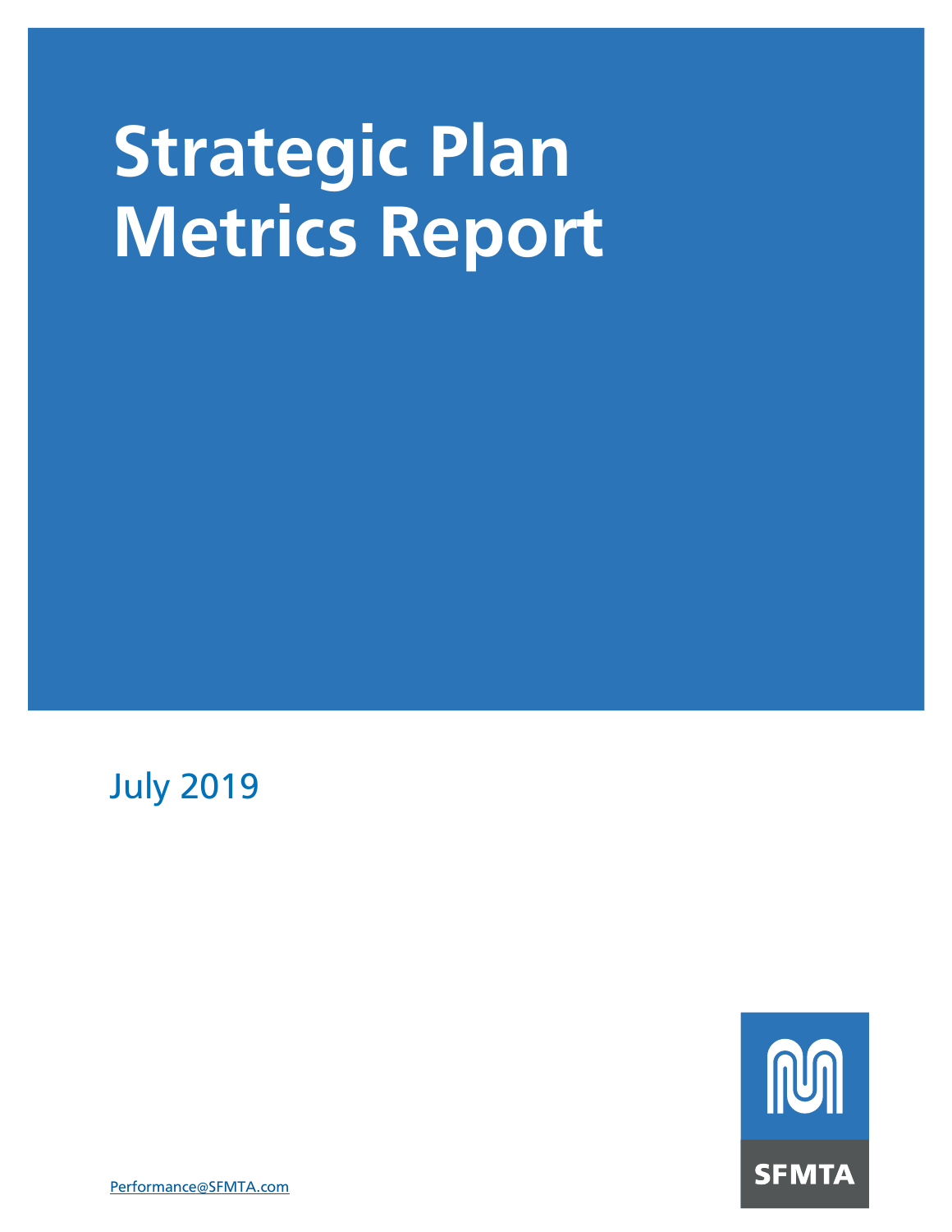# Strategic Plan Metrics Report

July 2019

Performance@SFMTA.com

SFMTA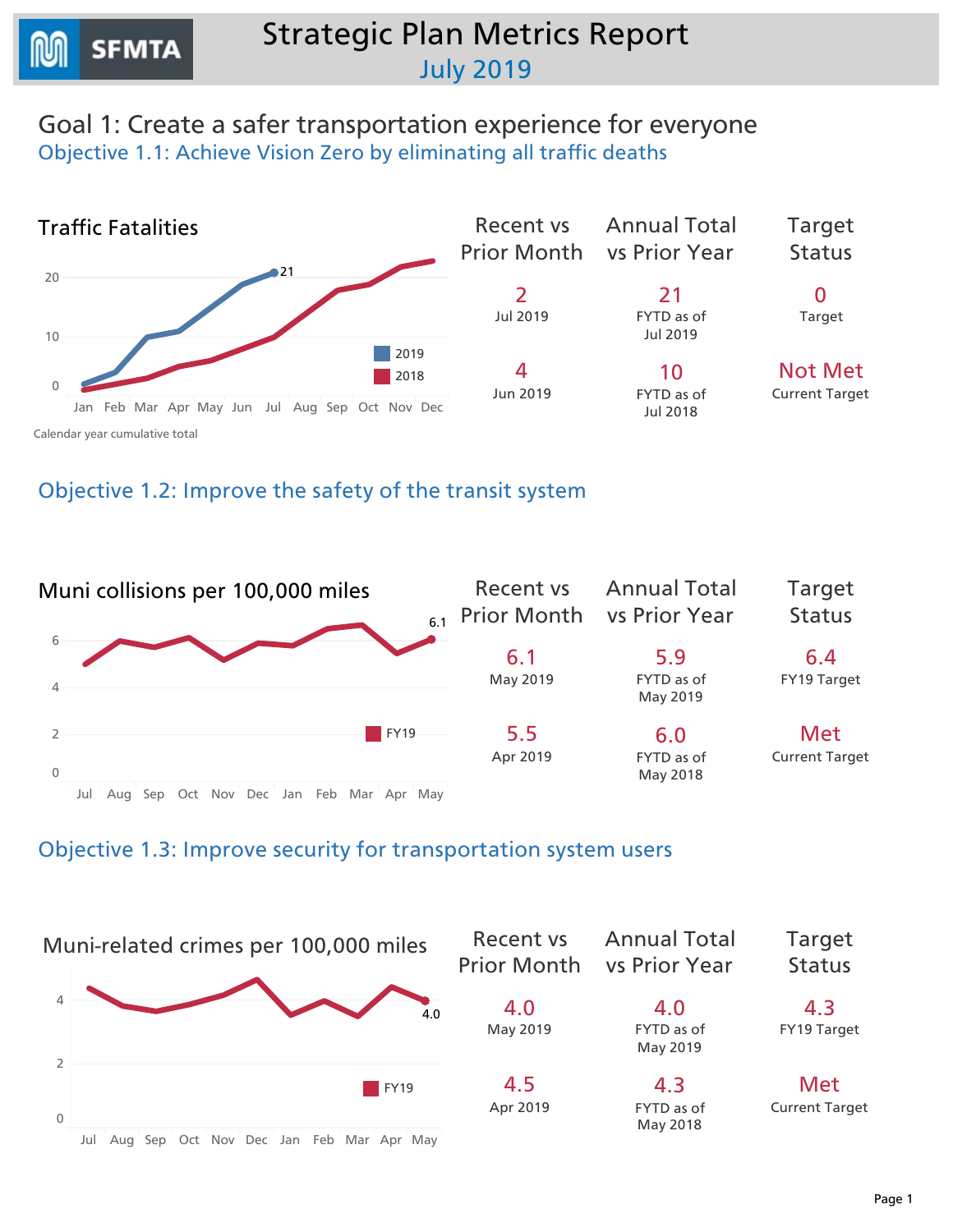# Strategic Plan Metrics Report

## July 2019

## Goal 1: Create a safer transportation experience for everyone

### Objective 1.1: Achieve Vision Zero by eliminating all traffic deaths

**Traffic Fatalities**

Calendar year cumulative total

| Recent vs Prior Month | Annual Total vs Prior Year | Target Status |
|---|---|---|
| 2<br>Jul 2019 | 21<br>FYTD as of Jul 2019 | 0<br>Target |
| 4<br>Jun 2019 | 10<br>FYTD as of Jul 2018 | Not Met<br>Current Target |

### Objective 1.2: Improve the safety of the transit system

**Muni collisions per 100,000 miles**

| Recent vs Prior Month | Annual Total vs Prior Year | Target Status |
|---|---|---|
| 6.1<br>May 2019 | 5.9<br>FYTD as of May 2019 | 6.4<br>FY19 Target |
| 5.5<br>Apr 2019 | 6.0<br>FYTD as of May 2018 | Met<br>Current Target |

### Objective 1.3: Improve security for transportation system users

**Muni-related crimes per 100,000 miles**

| Recent vs Prior Month | Annual Total vs Prior Year | Target Status |
|---|---|---|
| 4.0<br>May 2019 | 4.0<br>FYTD as of May 2019 | 4.3<br>FY19 Target |
| 4.5<br>Apr 2019 | 4.3<br>FYTD as of May 2018 | Met<br>Current Target |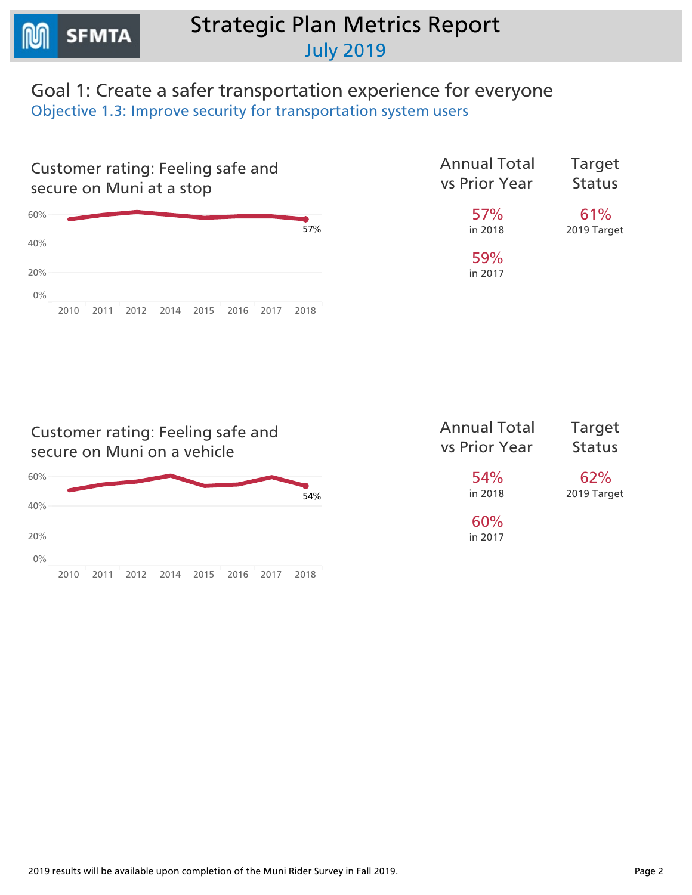# Strategic Plan Metrics Report

July 2019

## Goal 1: Create a safer transportation experience for everyone

### Objective 1.3: Improve security for transportation system users

#### Customer rating: Feeling safe and secure on Muni at a stop

60%
40%
20%
0%

2010 2011 2012 2014 2015 2016 2017 2018

57%

| Annual Total vs Prior Year | Target Status |
|---|---|
| 57% in 2018 | 61% 2019 Target |
| 59% in 2017 | |

#### Customer rating: Feeling safe and secure on Muni on a vehicle

60%
40%
20%
0%

2010 2011 2012 2014 2015 2016 2017 2018

54%

| Annual Total vs Prior Year | Target Status |
|---|---|
| 54% in 2018 | 62% 2019 Target |
| 60% in 2017 | |

2019 results will be available upon completion of the Muni Rider Survey in Fall 2019.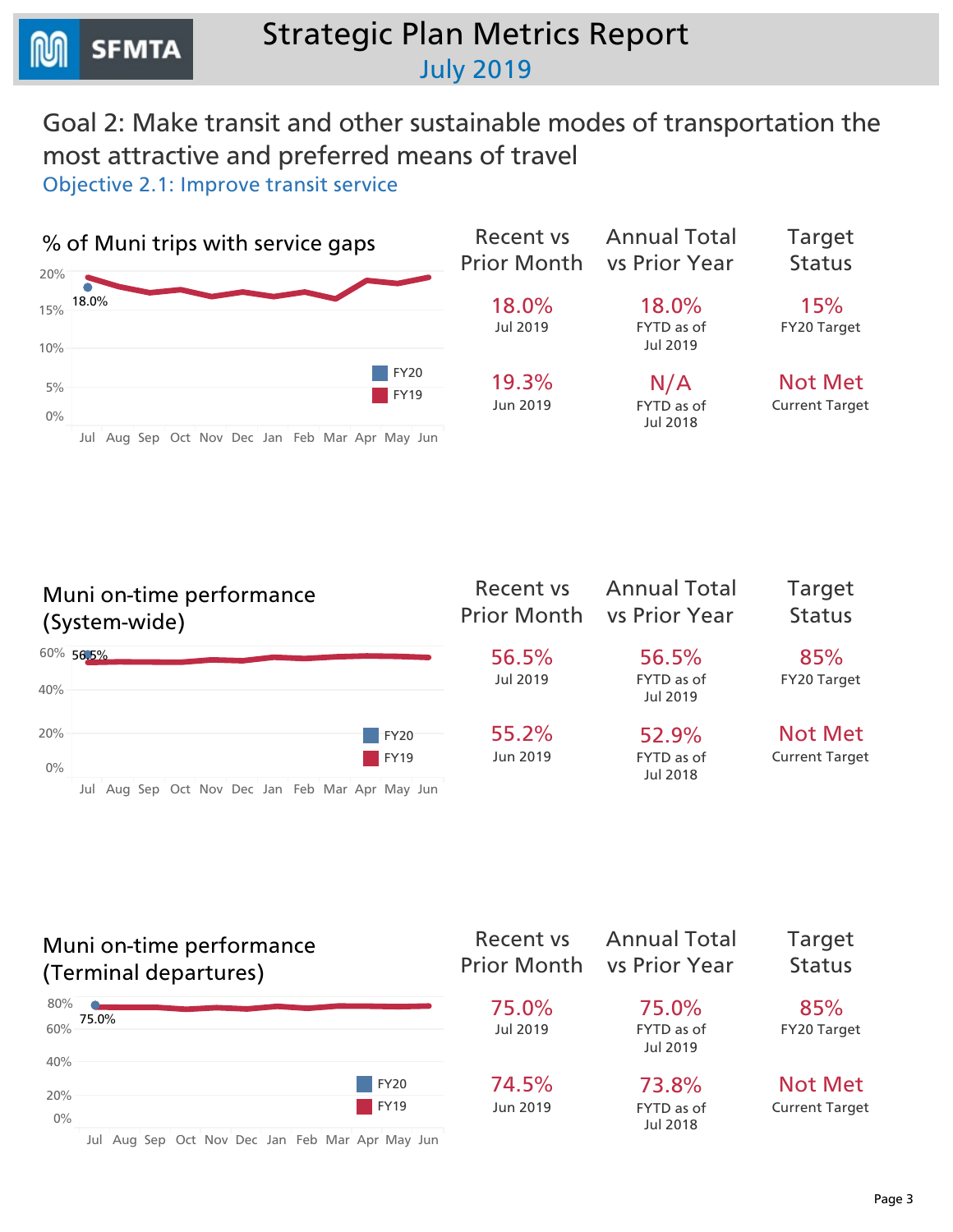# Strategic Plan Metrics Report
## July 2019

## Goal 2: Make transit and other sustainable modes of transportation the most attractive and preferred means of travel

### Objective 2.1: Improve transit service

#### % of Muni trips with service gaps

| Recent vs Prior Month | Annual Total vs Prior Year | Target Status |
|---|---|---|
| 18.0% Jul 2019 | 18.0% FYTD as of Jul 2019 | 15% FY20 Target |
| 19.3% Jun 2019 | N/A FYTD as of Jul 2018 | Not Met Current Target |

#### Muni on-time performance (System-wide)

| Recent vs Prior Month | Annual Total vs Prior Year | Target Status |
|---|---|---|
| 56.5% Jul 2019 | 56.5% FYTD as of Jul 2019 | 85% FY20 Target |
| 55.2% Jun 2019 | 52.9% FYTD as of Jul 2018 | Not Met Current Target |

#### Muni on-time performance (Terminal departures)

| Recent vs Prior Month | Annual Total vs Prior Year | Target Status |
|---|---|---|
| 75.0% Jul 2019 | 75.0% FYTD as of Jul 2019 | 85% FY20 Target |
| 74.5% Jun 2019 | 73.8% FYTD as of Jul 2018 | Not Met Current Target |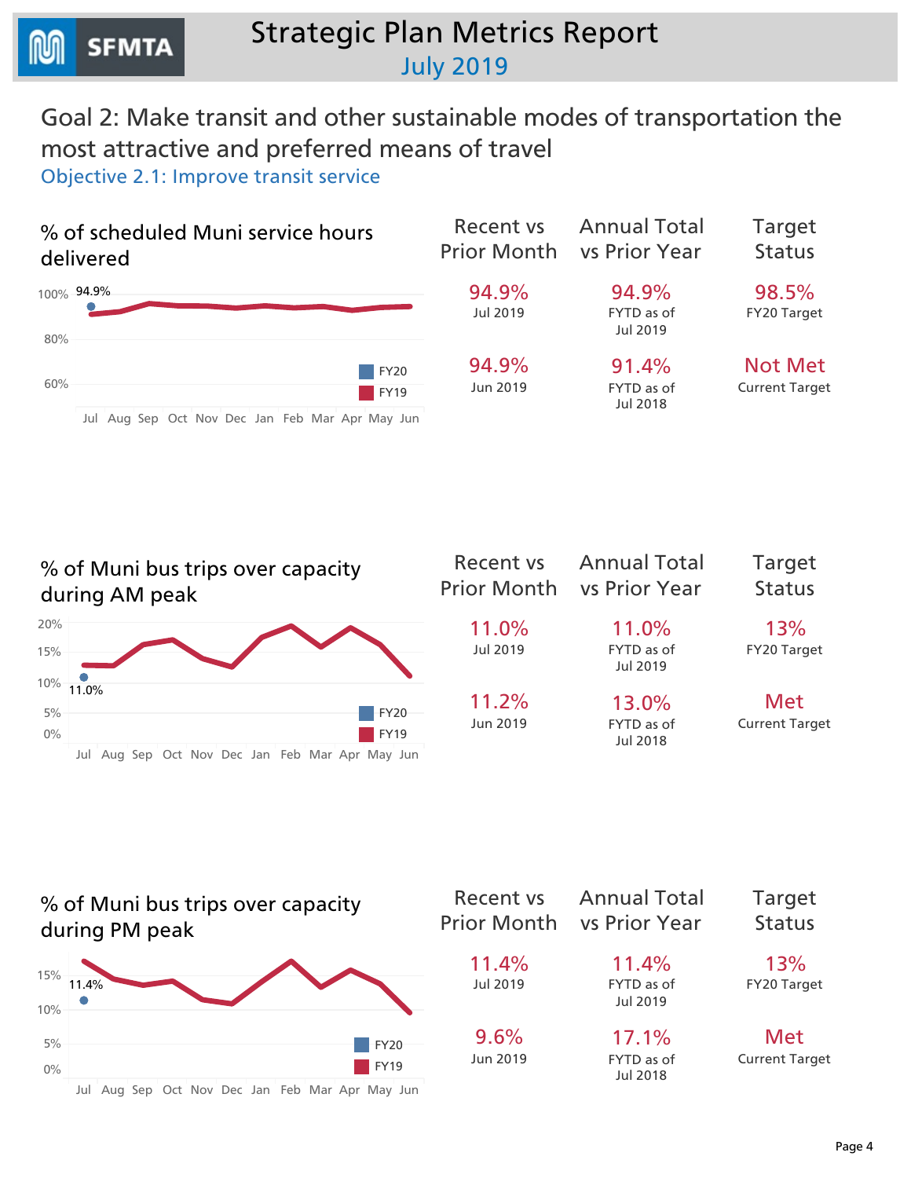# Strategic Plan Metrics Report

July 2019

## Goal 2: Make transit and other sustainable modes of transportation the most attractive and preferred means of travel

### Objective 2.1: Improve transit service

#### % of scheduled Muni service hours delivered

| Recent vs Prior Month | Annual Total vs Prior Year | Target Status |
|---|---|---|
| 94.9% Jul 2019 | 94.9% FYTD as of Jul 2019 | 98.5% FY20 Target |
| 94.9% Jun 2019 | 91.4% FYTD as of Jul 2018 | Not Met Current Target |

#### % of Muni bus trips over capacity during AM peak

| Recent vs Prior Month | Annual Total vs Prior Year | Target Status |
|---|---|---|
| 11.0% Jul 2019 | 11.0% FYTD as of Jul 2019 | 13% FY20 Target |
| 11.2% Jun 2019 | 13.0% FYTD as of Jul 2018 | Met Current Target |

#### % of Muni bus trips over capacity during PM peak

| Recent vs Prior Month | Annual Total vs Prior Year | Target Status |
|---|---|---|
| 11.4% Jul 2019 | 11.4% FYTD as of Jul 2019 | 13% FY20 Target |
| 9.6% Jun 2019 | 17.1% FYTD as of Jul 2018 | Met Current Target |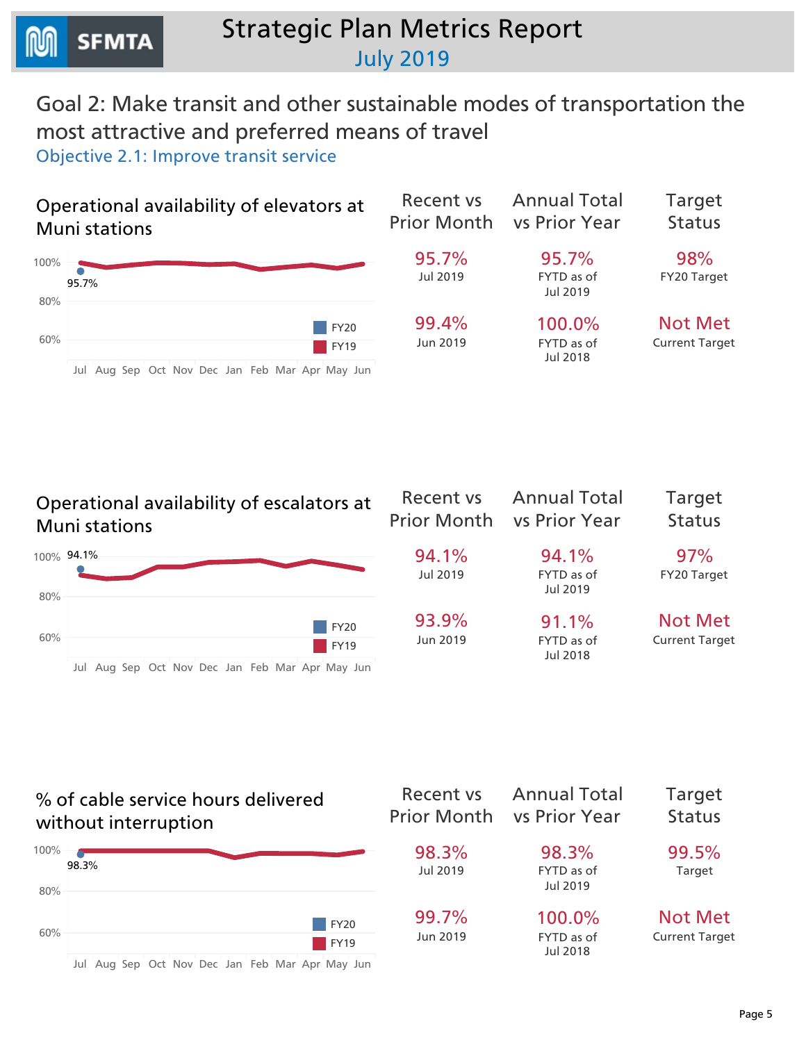# Strategic Plan Metrics Report

July 2019

## Goal 2: Make transit and other sustainable modes of transportation the most attractive and preferred means of travel

### Objective 2.1: Improve transit service

#### Operational availability of elevators at Muni stations

| Recent vs Prior Month | Annual Total vs Prior Year | Target Status |
|---|---|---|
| 95.7% Jul 2019 | 95.7% FYTD as of Jul 2019 | 98% FY20 Target |
| 99.4% Jun 2019 | 100.0% FYTD as of Jul 2018 | Not Met Current Target |

#### Operational availability of escalators at Muni stations

| Recent vs Prior Month | Annual Total vs Prior Year | Target Status |
|---|---|---|
| 94.1% Jul 2019 | 94.1% FYTD as of Jul 2019 | 97% FY20 Target |
| 93.9% Jun 2019 | 91.1% FYTD as of Jul 2018 | Not Met Current Target |

#### % of cable service hours delivered without interruption

| Recent vs Prior Month | Annual Total vs Prior Year | Target Status |
|---|---|---|
| 98.3% Jul 2019 | 98.3% FYTD as of Jul 2019 | 99.5% Target |
| 99.7% Jun 2019 | 100.0% FYTD as of Jul 2018 | Not Met Current Target |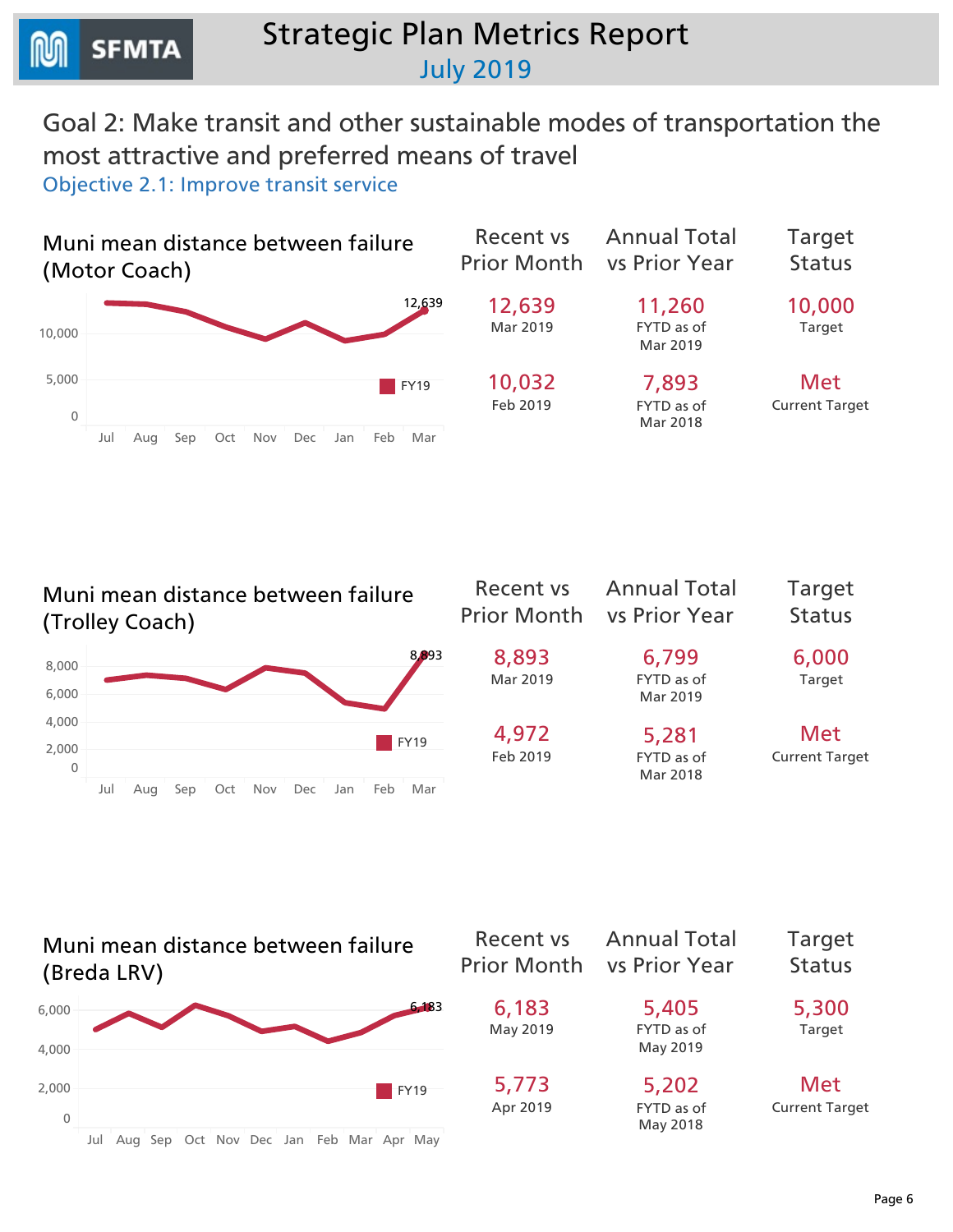# Strategic Plan Metrics Report

July 2019

## Goal 2: Make transit and other sustainable modes of transportation the most attractive and preferred means of travel

### Objective 2.1: Improve transit service

#### Muni mean distance between failure (Motor Coach)

| Recent vs Prior Month | Annual Total vs Prior Year | Target Status |
|---|---|---|
| 12,639<br>Mar 2019 | 11,260<br>FYTD as of Mar 2019 | 10,000<br>Target |
| 10,032<br>Feb 2019 | 7,893<br>FYTD as of Mar 2018 | Met<br>Current Target |

#### Muni mean distance between failure (Trolley Coach)

| Recent vs Prior Month | Annual Total vs Prior Year | Target Status |
|---|---|---|
| 8,893<br>Mar 2019 | 6,799<br>FYTD as of Mar 2019 | 6,000<br>Target |
| 4,972<br>Feb 2019 | 5,281<br>FYTD as of Mar 2018 | Met<br>Current Target |

#### Muni mean distance between failure (Breda LRV)

| Recent vs Prior Month | Annual Total vs Prior Year | Target Status |
|---|---|---|
| 6,183<br>May 2019 | 5,405<br>FYTD as of May 2019 | 5,300<br>Target |
| 5,773<br>Apr 2019 | 5,202<br>FYTD as of May 2018 | Met<br>Current Target |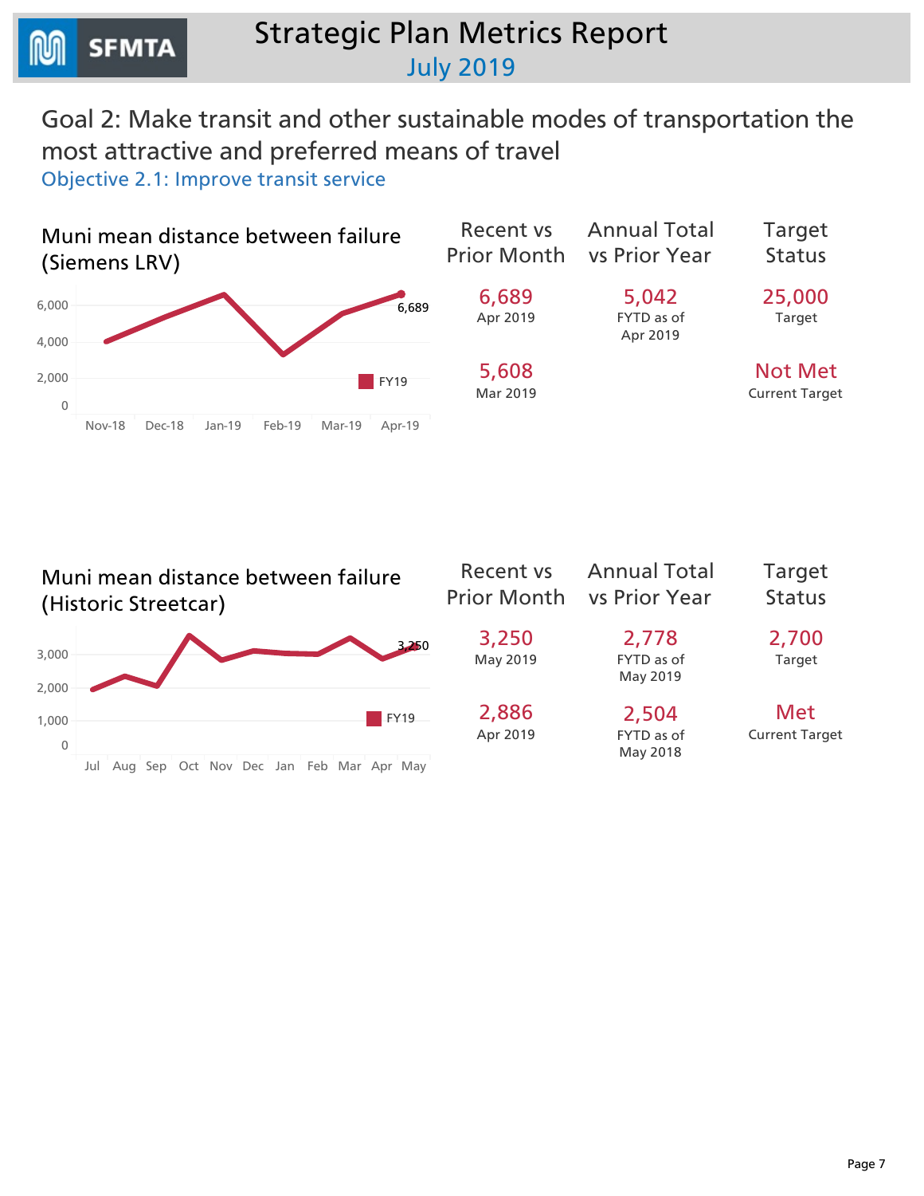# Strategic Plan Metrics Report
## July 2019

## Goal 2: Make transit and other sustainable modes of transportation the most attractive and preferred means of travel

### Objective 2.1: Improve transit service

#### Muni mean distance between failure (Siemens LRV)

FY19

6,689

| Recent vs Prior Month | Annual Total vs Prior Year | Target Status |
|---|---|---|
| 6,689 Apr 2019 | 5,042 FYTD as of Apr 2019 | 25,000 Target |
| 5,608 Mar 2019 | | Not Met Current Target |

#### Muni mean distance between failure (Historic Streetcar)

FY19

3,250

| Recent vs Prior Month | Annual Total vs Prior Year | Target Status |
|---|---|---|
| 3,250 May 2019 | 2,778 FYTD as of May 2019 | 2,700 Target |
| 2,886 Apr 2019 | 2,504 FYTD as of May 2018 | Met Current Target |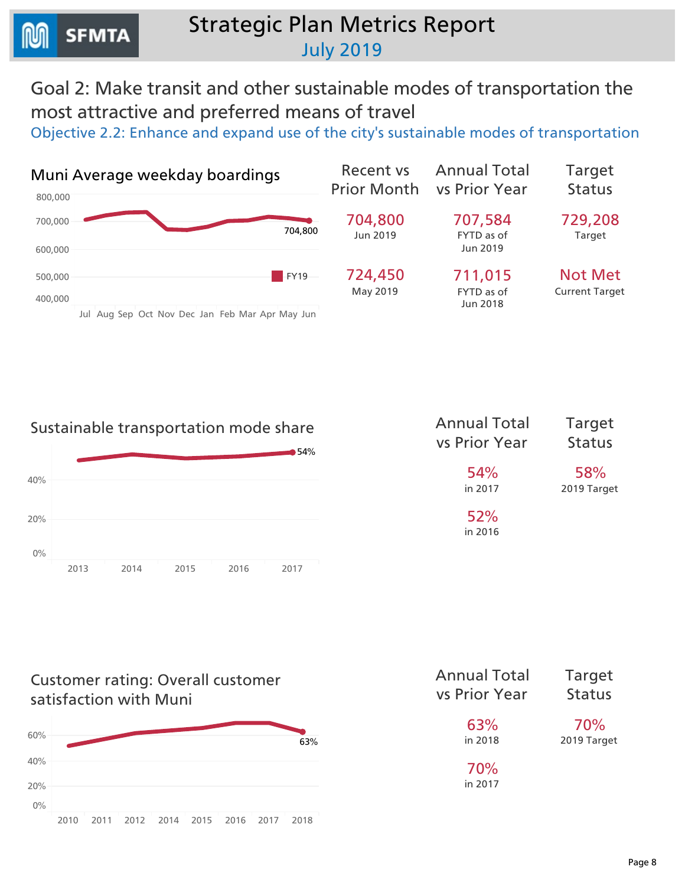# Strategic Plan Metrics Report

July 2019

## Goal 2: Make transit and other sustainable modes of transportation the most attractive and preferred means of travel

### Objective 2.2: Enhance and expand use of the city's sustainable modes of transportation

#### Muni Average weekday boardings

| Recent vs Prior Month | Annual Total vs Prior Year | Target Status |
|---|---|---|
| 704,800<br>Jun 2019 | 707,584<br>FYTD as of Jun 2019 | 729,208<br>Target |
| 724,450<br>May 2019 | 711,015<br>FYTD as of Jun 2018 | Not Met<br>Current Target |

#### Sustainable transportation mode share

| Annual Total vs Prior Year | Target Status |
|---|---|
| 54%<br>in 2017 | 58%<br>2019 Target |
| 52%<br>in 2016 | |

#### Customer rating: Overall customer satisfaction with Muni

| Annual Total vs Prior Year | Target Status |
|---|---|
| 63%<br>in 2018 | 70%<br>2019 Target |
| 70%<br>in 2017 | |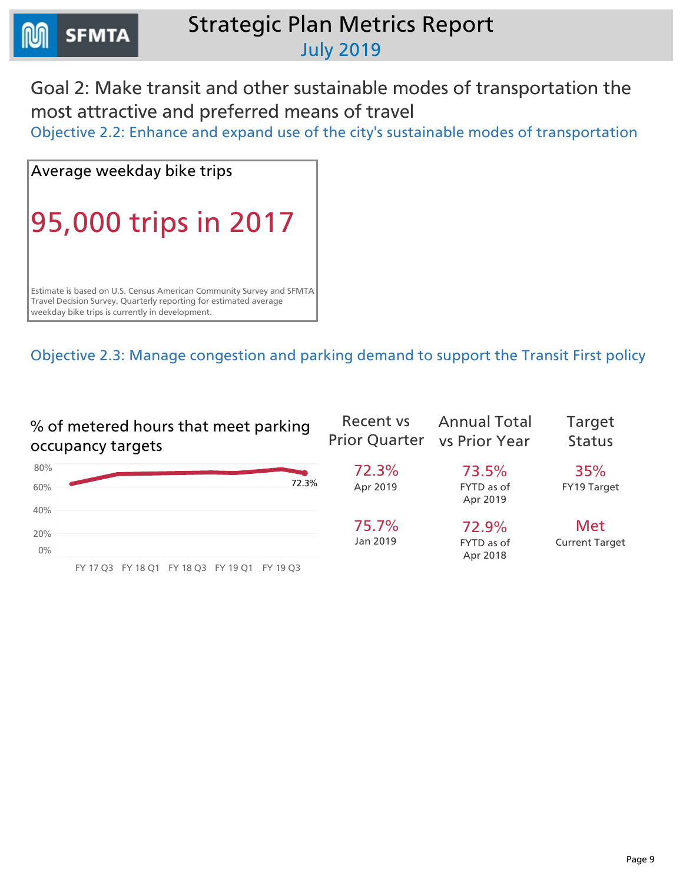# Strategic Plan Metrics Report
July 2019

## Goal 2: Make transit and other sustainable modes of transportation the most attractive and preferred means of travel

### Objective 2.2: Enhance and expand use of the city's sustainable modes of transportation

**Average weekday bike trips**

**95,000 trips in 2017**

Estimate is based on U.S. Census American Community Survey and SFMTA Travel Decision Survey. Quarterly reporting for estimated average weekday bike trips is currently in development.

### Objective 2.3: Manage congestion and parking demand to support the Transit First policy

**% of metered hours that meet parking occupancy targets**

80%, 60%, 40%, 20%, 0%

FY 17 Q3, FY 18 Q1, FY 18 Q3, FY 19 Q1, FY 19 Q3

72.3%

| Recent vs Prior Quarter | Annual Total vs Prior Year | Target Status |
|---|---|---|
| 72.3% Apr 2019 | 73.5% FYTD as of Apr 2019 | 35% FY19 Target |
| 75.7% Jan 2019 | 72.9% FYTD as of Apr 2018 | Met Current Target |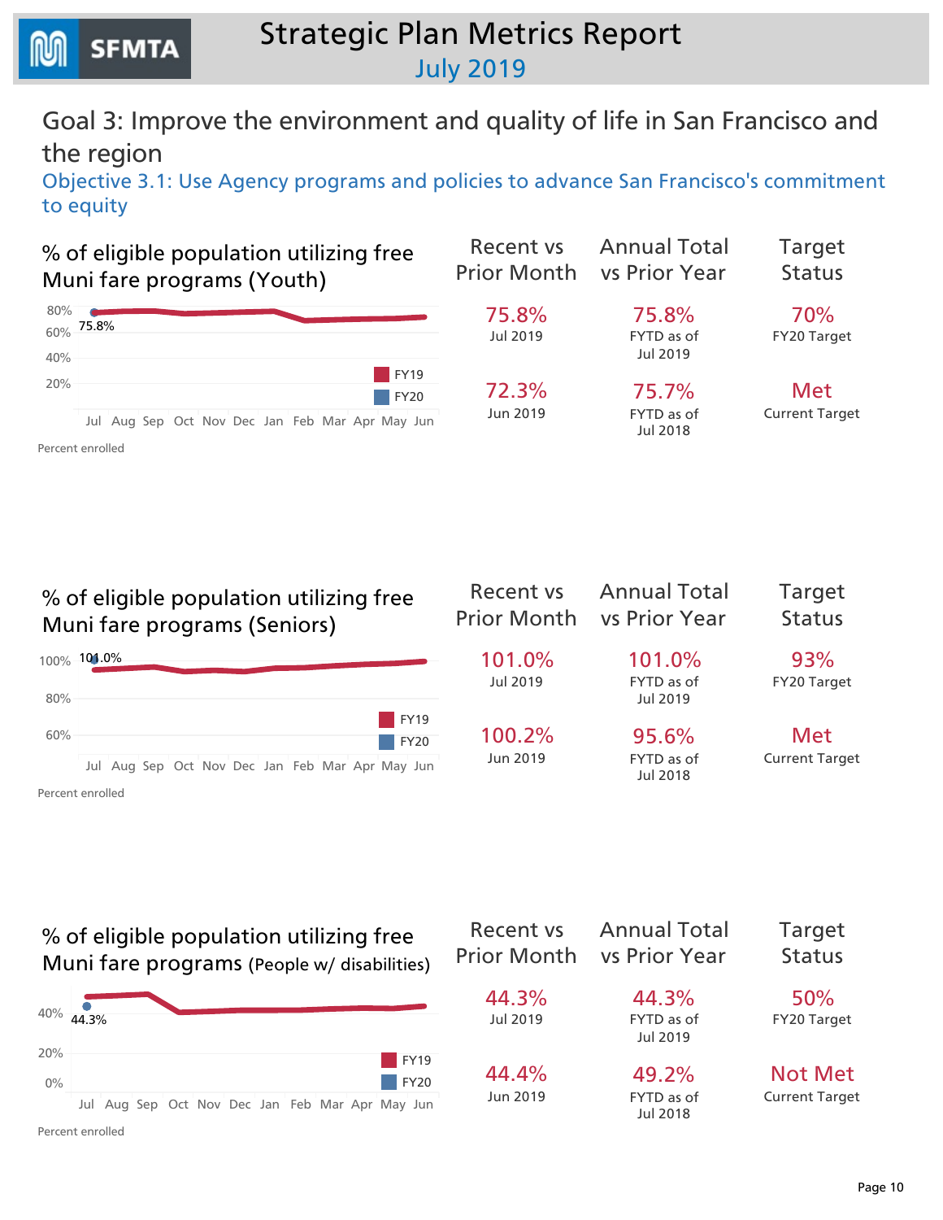# Strategic Plan Metrics Report
## July 2019

## Goal 3: Improve the environment and quality of life in San Francisco and the region

### Objective 3.1: Use Agency programs and policies to advance San Francisco's commitment to equity

#### % of eligible population utilizing free Muni fare programs (Youth)

80%
60% 75.8%
40%
20%

FY19
FY20

Jul Aug Sep Oct Nov Dec Jan Feb Mar Apr May Jun

Percent enrolled

| Recent vs Prior Month | Annual Total vs Prior Year | Target Status |
|---|---|---|
| 75.8% Jul 2019 | 75.8% FYTD as of Jul 2019 | 70% FY20 Target |
| 72.3% Jun 2019 | 75.7% FYTD as of Jul 2018 | Met Current Target |

#### % of eligible population utilizing free Muni fare programs (Seniors)

100% 101.0%
80%
60%

FY19
FY20

Jul Aug Sep Oct Nov Dec Jan Feb Mar Apr May Jun

Percent enrolled

| Recent vs Prior Month | Annual Total vs Prior Year | Target Status |
|---|---|---|
| 101.0% Jul 2019 | 101.0% FYTD as of Jul 2019 | 93% FY20 Target |
| 100.2% Jun 2019 | 95.6% FYTD as of Jul 2018 | Met Current Target |

#### % of eligible population utilizing free Muni fare programs (People w/ disabilities)

40% 44.3%
20%
0%

FY19
FY20

Jul Aug Sep Oct Nov Dec Jan Feb Mar Apr May Jun

Percent enrolled

| Recent vs Prior Month | Annual Total vs Prior Year | Target Status |
|---|---|---|
| 44.3% Jul 2019 | 44.3% FYTD as of Jul 2019 | 50% FY20 Target |
| 44.4% Jun 2019 | 49.2% FYTD as of Jul 2018 | Not Met Current Target |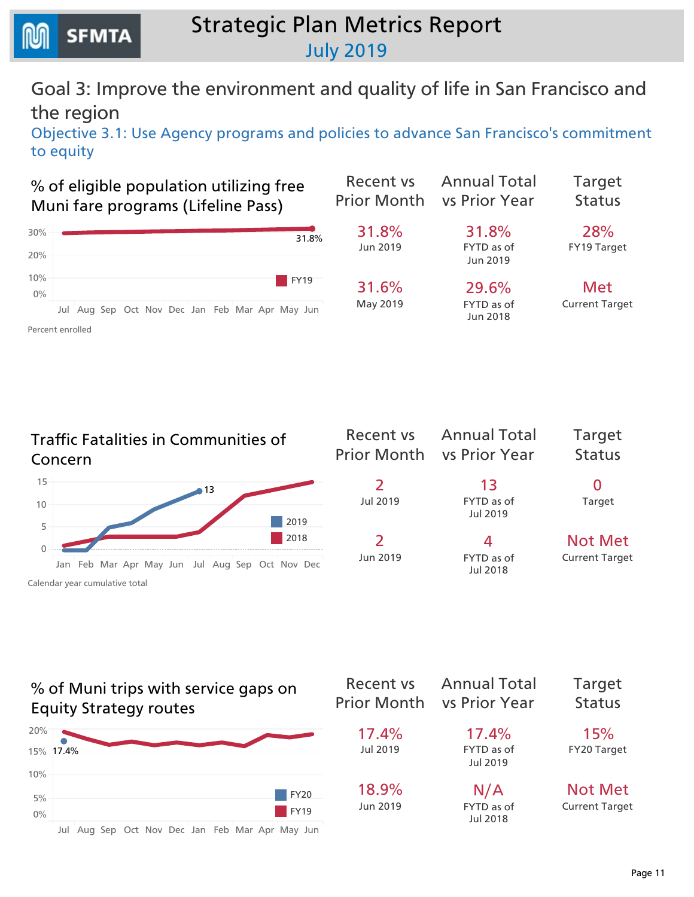# Strategic Plan Metrics Report
July 2019

## Goal 3: Improve the environment and quality of life in San Francisco and the region

### Objective 3.1: Use Agency programs and policies to advance San Francisco's commitment to equity

#### % of eligible population utilizing free Muni fare programs (Lifeline Pass)

Percent enrolled

| Recent vs Prior Month | Annual Total vs Prior Year | Target Status |
|---|---|---|
| 31.8% Jun 2019 | 31.8% FYTD as of Jun 2019 | 28% FY19 Target |
| 31.6% May 2019 | 29.6% FYTD as of Jun 2018 | Met Current Target |

#### Traffic Fatalities in Communities of Concern

Calendar year cumulative total

| Recent vs Prior Month | Annual Total vs Prior Year | Target Status |
|---|---|---|
| 2 Jul 2019 | 13 FYTD as of Jul 2019 | 0 Target |
| 2 Jun 2019 | 4 FYTD as of Jul 2018 | Not Met Current Target |

#### % of Muni trips with service gaps on Equity Strategy routes

| Recent vs Prior Month | Annual Total vs Prior Year | Target Status |
|---|---|---|
| 17.4% Jul 2019 | 17.4% FYTD as of Jul 2019 | 15% FY20 Target |
| 18.9% Jun 2019 | N/A FYTD as of Jul 2018 | Not Met Current Target |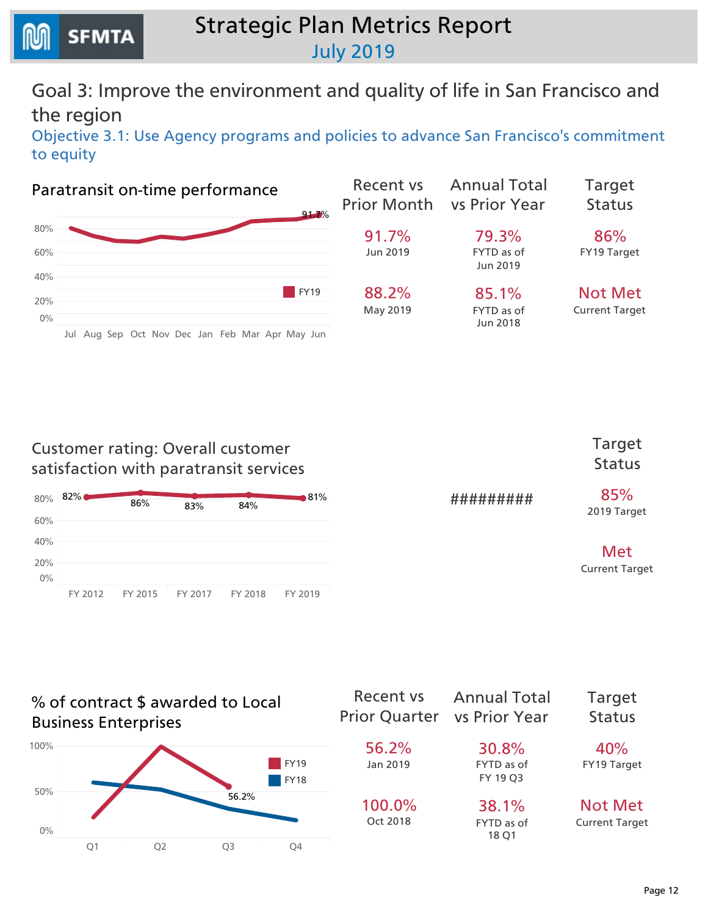# Strategic Plan Metrics Report

July 2019

## Goal 3: Improve the environment and quality of life in San Francisco and the region

### Objective 3.1: Use Agency programs and policies to advance San Francisco's commitment to equity

#### Paratransit on-time performance

| Recent vs Prior Month | Annual Total vs Prior Year | Target Status |
|---|---|---|
| 91.7% Jun 2019 | 79.3% FYTD as of Jun 2019 | 86% FY19 Target |
| 88.2% May 2019 | 85.1% FYTD as of Jun 2018 | Not Met Current Target |

#### Customer rating: Overall customer satisfaction with paratransit services

| FY 2012 | FY 2015 | FY 2017 | FY 2018 | FY 2019 |
|---|---|---|---|---|
| 82% | 86% | 83% | 84% | 81% |

#########

| Target Status |
|---|
| 85% 2019 Target |
| Met Current Target |

#### % of contract $ awarded to Local Business Enterprises

| Recent vs Prior Quarter | Annual Total vs Prior Year | Target Status |
|---|---|---|
| 56.2% Jan 2019 | 30.8% FYTD as of FY 19 Q3 | 40% FY19 Target |
| 100.0% Oct 2018 | 38.1% FYTD as of 18 Q1 | Not Met Current Target |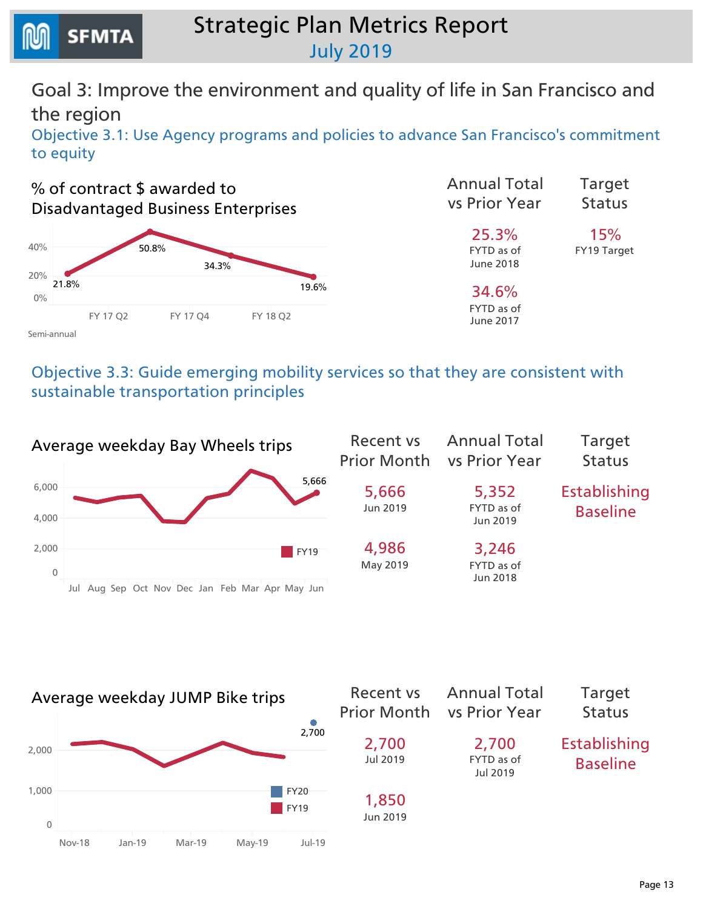# Strategic Plan Metrics Report

## July 2019

## Goal 3: Improve the environment and quality of life in San Francisco and the region

### Objective 3.1: Use Agency programs and policies to advance San Francisco's commitment to equity

#### % of contract $ awarded to Disadvantaged Business Enterprises

| Period | Value |
|---|---|
| FY 17 Q2 | 21.8% |
| FY 17 Q4 | 50.8% |
| | 34.3% |
| FY 18 Q2 | 19.6% |

Semi-annual

| Annual Total vs Prior Year | Target Status |
|---|---|
| 25.3% FYTD as of June 2018 | 15% FY19 Target |
| 34.6% FYTD as of June 2017 | |

### Objective 3.3: Guide emerging mobility services so that they are consistent with sustainable transportation principles

#### Average weekday Bay Wheels trips

FY19 (Jul–Jun); Jun: 5,666

| Recent vs Prior Month | Annual Total vs Prior Year | Target Status |
|---|---|---|
| 5,666 Jun 2019 | 5,352 FYTD as of Jun 2019 | Establishing Baseline |
| 4,986 May 2019 | 3,246 FYTD as of Jun 2018 | |

#### Average weekday JUMP Bike trips

FY19 (Nov-18 – Jun-19), FY20 (Jul-19: 2,700)

| Recent vs Prior Month | Annual Total vs Prior Year | Target Status |
|---|---|---|
| 2,700 Jul 2019 | 2,700 FYTD as of Jul 2019 | Establishing Baseline |
| 1,850 Jun 2019 | | |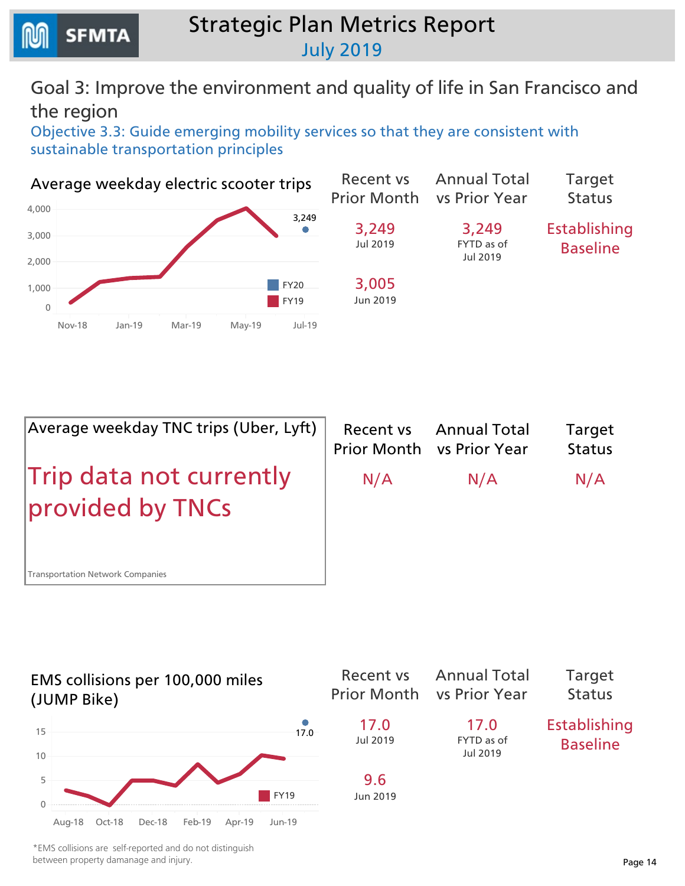# Strategic Plan Metrics Report
## July 2019

## Goal 3: Improve the environment and quality of life in San Francisco and the region

### Objective 3.3: Guide emerging mobility services so that they are consistent with sustainable transportation principles

#### Average weekday electric scooter trips

| Recent vs Prior Month | Annual Total vs Prior Year | Target Status |
|---|---|---|
| 3,249 Jul 2019 | 3,249 FYTD as of Jul 2019 | Establishing Baseline |
| 3,005 Jun 2019 | | |

#### Average weekday TNC trips (Uber, Lyft)

Trip data not currently provided by TNCs

Transportation Network Companies

| Recent vs Prior Month | Annual Total vs Prior Year | Target Status |
|---|---|---|
| N/A | N/A | N/A |

#### EMS collisions per 100,000 miles (JUMP Bike)

| Recent vs Prior Month | Annual Total vs Prior Year | Target Status |
|---|---|---|
| 17.0 Jul 2019 | 17.0 FYTD as of Jul 2019 | Establishing Baseline |
| 9.6 Jun 2019 | | |

*EMS collisions are self-reported and do not distinguish between property damanage and injury.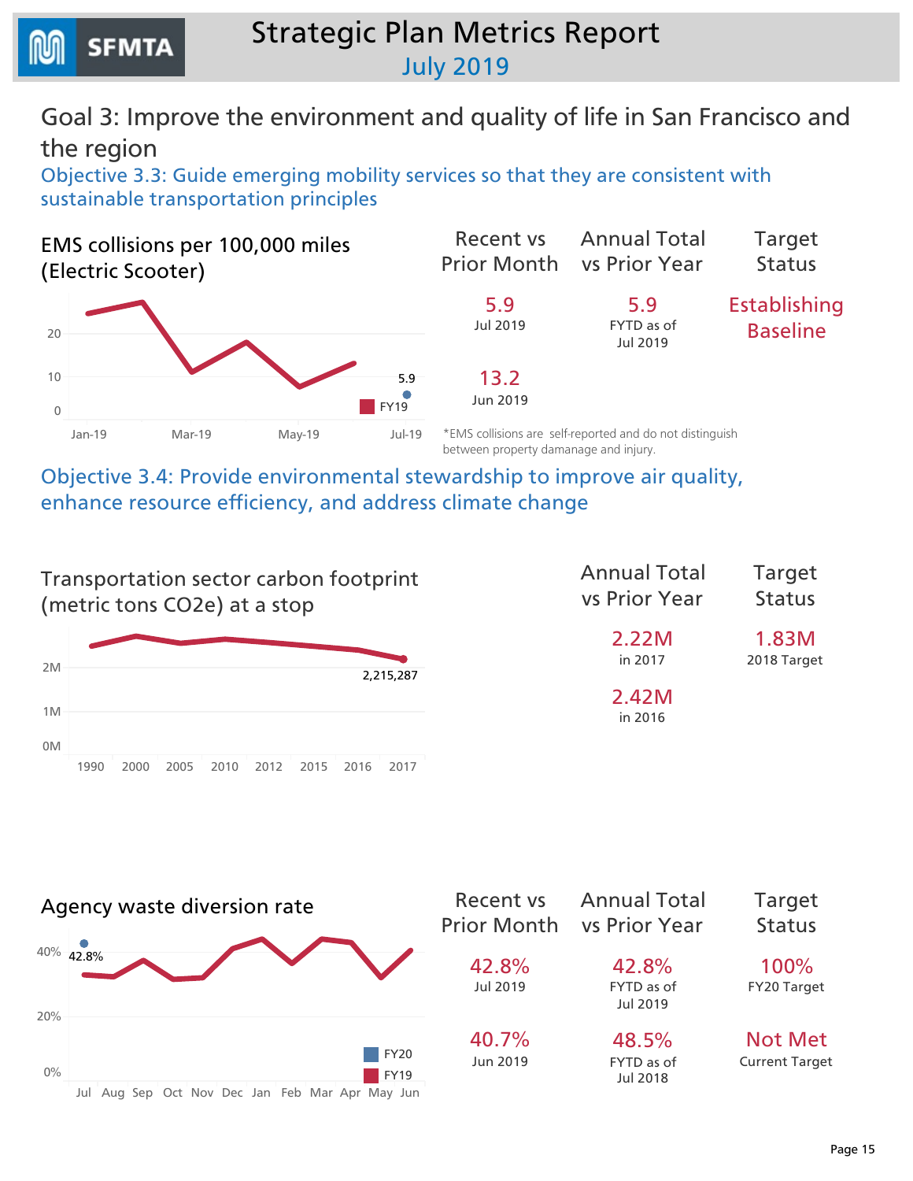# Strategic Plan Metrics Report
## July 2019

## Goal 3: Improve the environment and quality of life in San Francisco and the region

### Objective 3.3: Guide emerging mobility services so that they are consistent with sustainable transportation principles

**EMS collisions per 100,000 miles (Electric Scooter)**

| Recent vs Prior Month | Annual Total vs Prior Year | Target Status |
|---|---|---|
| 5.9 Jul 2019 | 5.9 FYTD as of Jul 2019 | Establishing Baseline |
| 13.2 Jun 2019 | | |

*EMS collisions are self-reported and do not distinguish between property damanage and injury.

### Objective 3.4: Provide environmental stewardship to improve air quality, enhance resource efficiency, and address climate change

**Transportation sector carbon footprint (metric tons $CO_2e$) at a stop**

| Annual Total vs Prior Year | Target Status |
|---|---|
| 2.22M in 2017 | 1.83M 2018 Target |
| 2.42M in 2016 | |

**Agency waste diversion rate**

| Recent vs Prior Month | Annual Total vs Prior Year | Target Status |
|---|---|---|
| 42.8% Jul 2019 | 42.8% FYTD as of Jul 2019 | 100% FY20 Target |
| 40.7% Jun 2019 | 48.5% FYTD as of Jul 2018 | Not Met Current Target |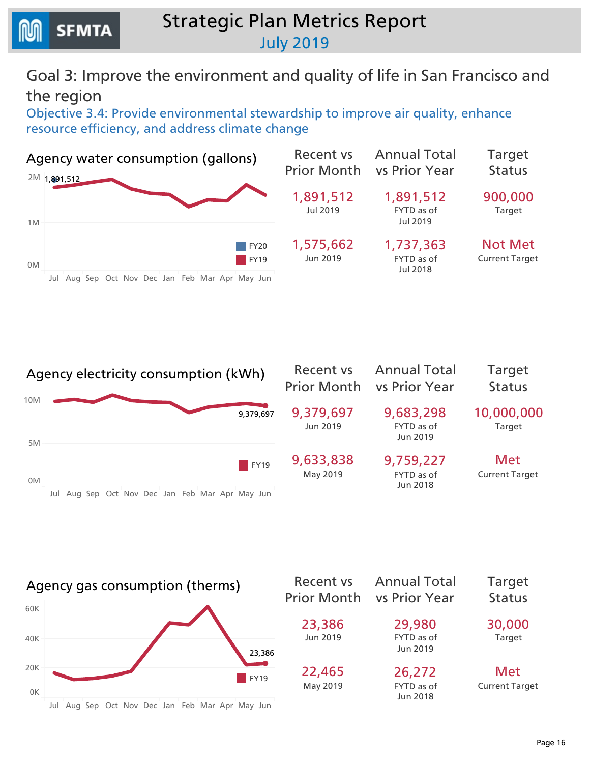# Strategic Plan Metrics Report

July 2019

## Goal 3: Improve the environment and quality of life in San Francisco and the region

### Objective 3.4: Provide environmental stewardship to improve air quality, enhance resource efficiency, and address climate change

#### Agency water consumption (gallons)

2M 1,891,512

1M

0M

FY20
FY19

Jul Aug Sep Oct Nov Dec Jan Feb Mar Apr May Jun

| Recent vs Prior Month | Annual Total vs Prior Year | Target Status |
|---|---|---|
| 1,891,512<br>Jul 2019 | 1,891,512<br>FYTD as of Jul 2019 | 900,000<br>Target |
| 1,575,662<br>Jun 2019 | 1,737,363<br>FYTD as of Jul 2018 | Not Met<br>Current Target |

#### Agency electricity consumption (kWh)

10M

5M

0M

9,379,697

FY19

Jul Aug Sep Oct Nov Dec Jan Feb Mar Apr May Jun

| Recent vs Prior Month | Annual Total vs Prior Year | Target Status |
|---|---|---|
| 9,379,697<br>Jun 2019 | 9,683,298<br>FYTD as of Jun 2019 | 10,000,000<br>Target |
| 9,633,838<br>May 2019 | 9,759,227<br>FYTD as of Jun 2018 | Met<br>Current Target |

#### Agency gas consumption (therms)

60K

40K

20K

0K

23,386

FY19

Jul Aug Sep Oct Nov Dec Jan Feb Mar Apr May Jun

| Recent vs Prior Month | Annual Total vs Prior Year | Target Status |
|---|---|---|
| 23,386<br>Jun 2019 | 29,980<br>FYTD as of Jun 2019 | 30,000<br>Target |
| 22,465<br>May 2019 | 26,272<br>FYTD as of Jun 2018 | Met<br>Current Target |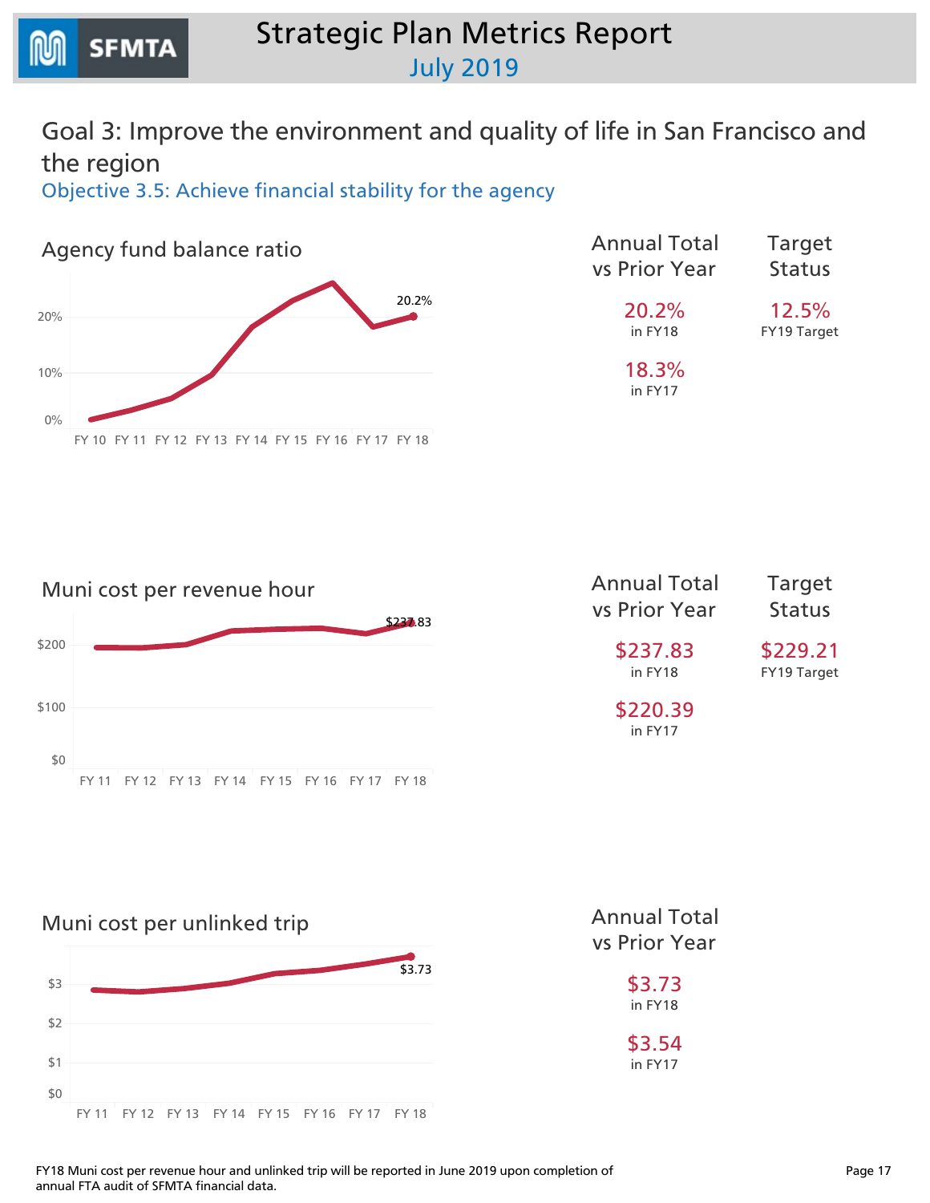# Strategic Plan Metrics Report

July 2019

## Goal 3: Improve the environment and quality of life in San Francisco and the region

### Objective 3.5: Achieve financial stability for the agency

#### Agency fund balance ratio

| Annual Total vs Prior Year | Target Status |
|---|---|
| 20.2% in FY18 | 12.5% FY19 Target |
| 18.3% in FY17 | |

#### Muni cost per revenue hour

| Annual Total vs Prior Year | Target Status |
|---|---|
| $237.83 in FY18 | $229.21 FY19 Target |
| $220.39 in FY17 | |

#### Muni cost per unlinked trip

| Annual Total vs Prior Year |
|---|
| $3.73 in FY18 |
| $3.54 in FY17 |

FY18 Muni cost per revenue hour and unlinked trip will be reported in June 2019 upon completion of annual FTA audit of SFMTA financial data.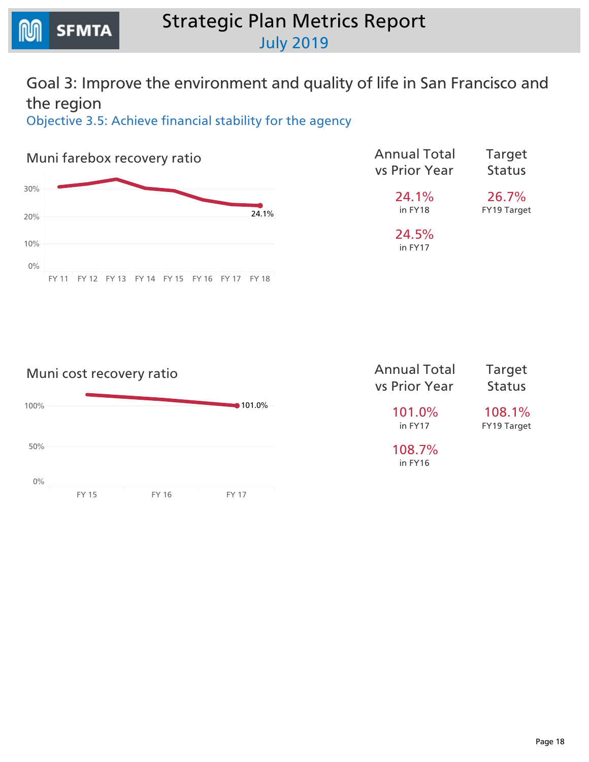# Strategic Plan Metrics Report

## July 2019

## Goal 3: Improve the environment and quality of life in San Francisco and the region

### Objective 3.5: Achieve financial stability for the agency

#### Muni farebox recovery ratio

30%
20%
10%
0%

FY 11 FY 12 FY 13 FY 14 FY 15 FY 16 FY 17 FY 18

24.1%

| Annual Total vs Prior Year | Target Status |
| --- | --- |
| 24.1% in FY18 | 26.7% FY19 Target |
| 24.5% in FY17 | |

#### Muni cost recovery ratio

100%
50%
0%

FY 15 FY 16 FY 17

101.0%

| Annual Total vs Prior Year | Target Status |
| --- | --- |
| 101.0% in FY17 | 108.1% FY19 Target |
| 108.7% in FY16 | |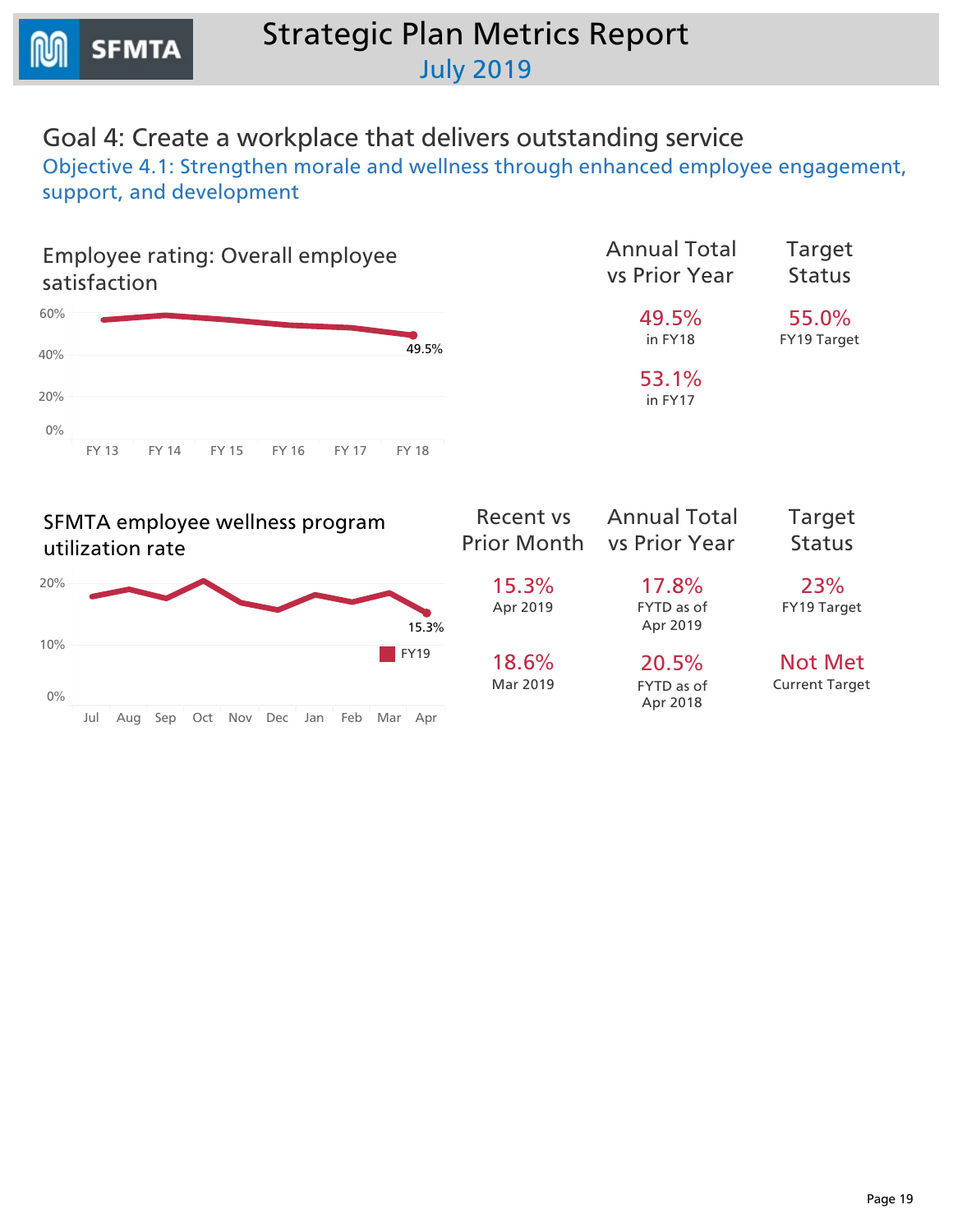# Strategic Plan Metrics Report
## July 2019

## Goal 4: Create a workplace that delivers outstanding service

### Objective 4.1: Strengthen morale and wellness through enhanced employee engagement, support, and development

### Employee rating: Overall employee satisfaction

60%
40%
20%
0%

FY 13 FY 14 FY 15 FY 16 FY 17 FY 18

49.5%

| Annual Total vs Prior Year | Target Status |
|---|---|
| 49.5% in FY18 | 55.0% FY19 Target |
| 53.1% in FY17 | |

### SFMTA employee wellness program utilization rate

20%
10%
0%

Jul Aug Sep Oct Nov Dec Jan Feb Mar Apr

15.3%

FY19

| Recent vs Prior Month | Annual Total vs Prior Year | Target Status |
|---|---|---|
| 15.3% Apr 2019 | 17.8% FYTD as of Apr 2019 | 23% FY19 Target |
| 18.6% Mar 2019 | 20.5% FYTD as of Apr 2018 | Not Met Current Target |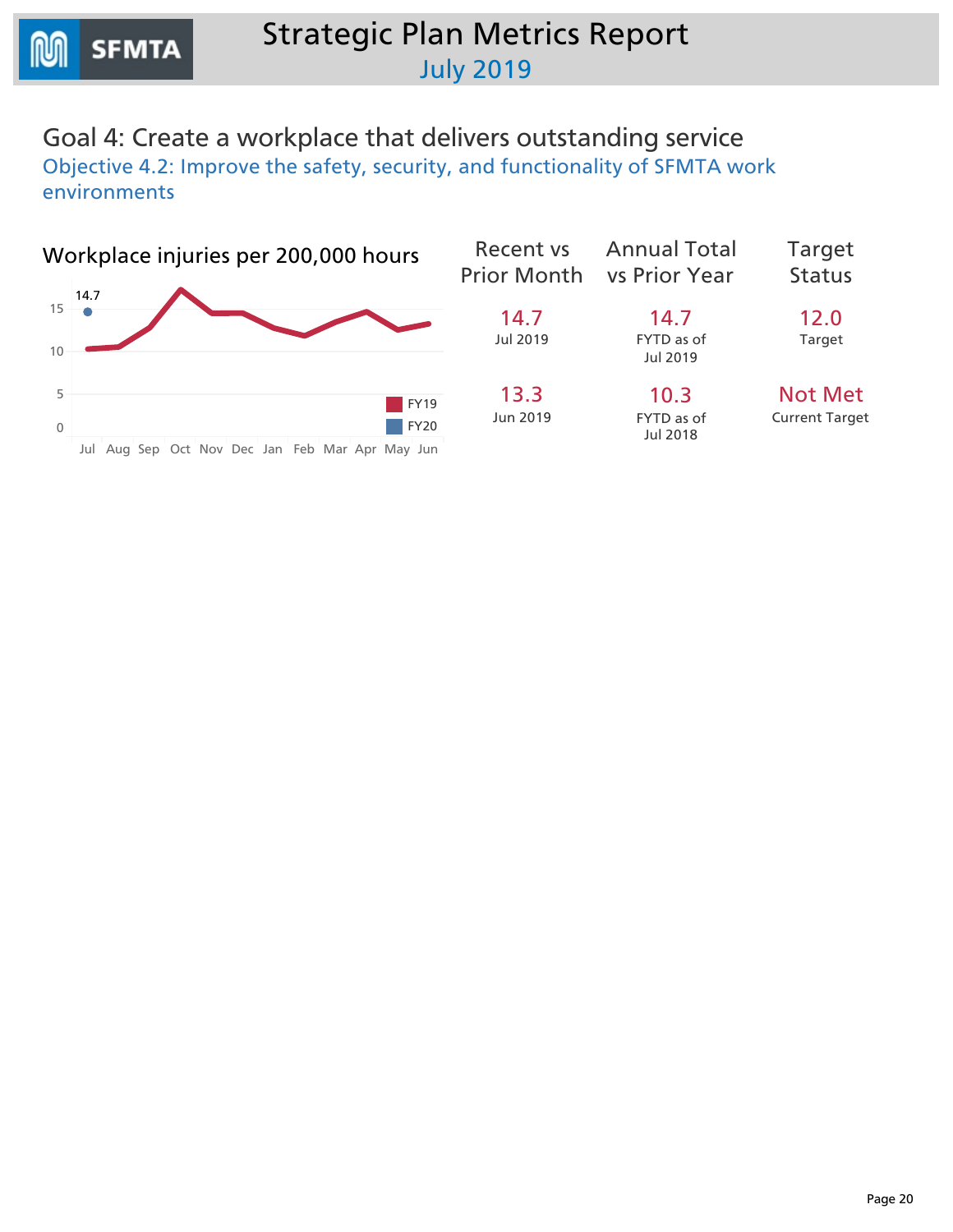# Strategic Plan Metrics Report
## July 2019

## Goal 4: Create a workplace that delivers outstanding service

### Objective 4.2: Improve the safety, security, and functionality of SFMTA work environments

**Workplace injuries per 200,000 hours**

| Recent vs Prior Month | Annual Total vs Prior Year | Target Status |
| --- | --- | --- |
| 14.7<br>Jul 2019 | 14.7<br>FYTD as of Jul 2019 | 12.0<br>Target |
| 13.3<br>Jun 2019 | 10.3<br>FYTD as of Jul 2018 | Not Met<br>Current Target |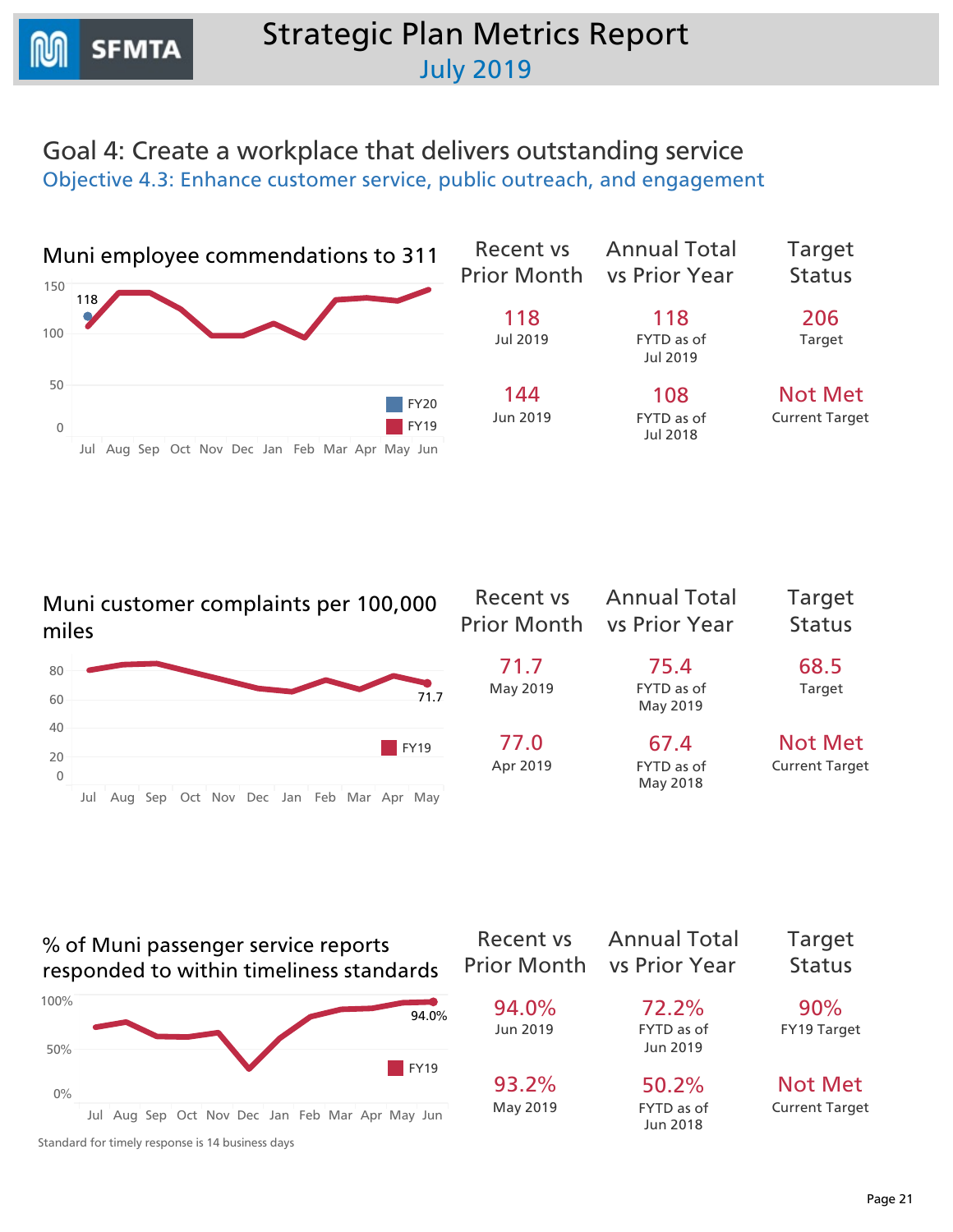# Strategic Plan Metrics Report

July 2019

## Goal 4: Create a workplace that delivers outstanding service

### Objective 4.3: Enhance customer service, public outreach, and engagement

### Muni employee commendations to 311

| Recent vs Prior Month | Annual Total vs Prior Year | Target Status |
|---|---|---|
| 118<br>Jul 2019 | 118<br>FYTD as of Jul 2019 | 206<br>Target |
| 144<br>Jun 2019 | 108<br>FYTD as of Jul 2018 | Not Met<br>Current Target |

### Muni customer complaints per 100,000 miles

| Recent vs Prior Month | Annual Total vs Prior Year | Target Status |
|---|---|---|
| 71.7<br>May 2019 | 75.4<br>FYTD as of May 2019 | 68.5<br>Target |
| 77.0<br>Apr 2019 | 67.4<br>FYTD as of May 2018 | Not Met<br>Current Target |

### % of Muni passenger service reports responded to within timeliness standards

| Recent vs Prior Month | Annual Total vs Prior Year | Target Status |
|---|---|---|
| 94.0%<br>Jun 2019 | 72.2%<br>FYTD as of Jun 2019 | 90%<br>FY19 Target |
| 93.2%<br>May 2019 | 50.2%<br>FYTD as of Jun 2018 | Not Met<br>Current Target |

Standard for timely response is 14 business days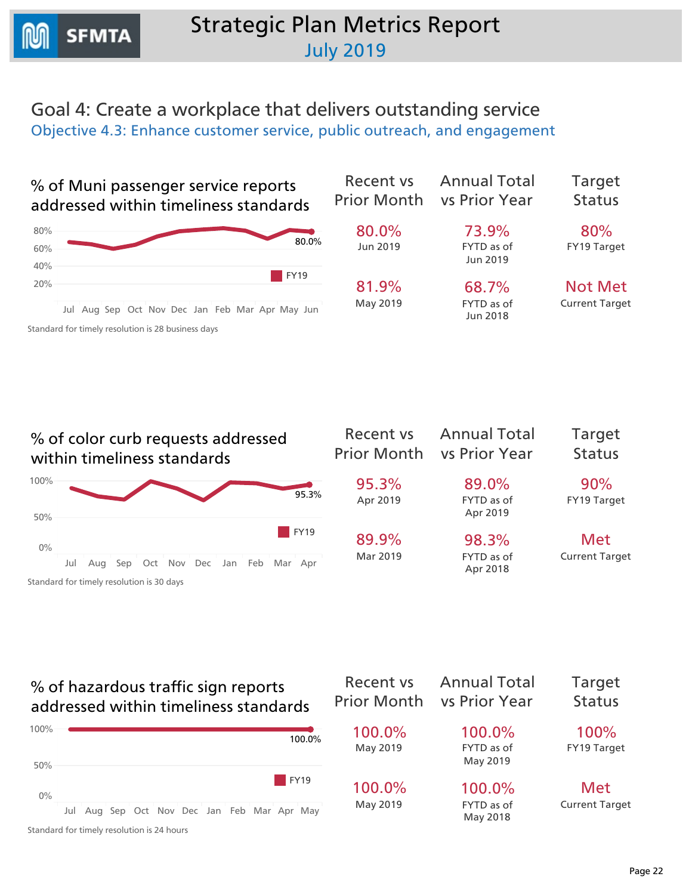## Goal 4: Create a workplace that delivers outstanding service

### Objective 4.3: Enhance customer service, public outreach, and engagement

#### % of Muni passenger service reports addressed within timeliness standards

Standard for timely resolution is 28 business days

| Recent vs Prior Month | Annual Total vs Prior Year | Target Status |
|---|---|---|
| 80.0% Jun 2019 | 73.9% FYTD as of Jun 2019 | 80% FY19 Target |
| 81.9% May 2019 | 68.7% FYTD as of Jun 2018 | Not Met Current Target |

#### % of color curb requests addressed within timeliness standards

Standard for timely resolution is 30 days

| Recent vs Prior Month | Annual Total vs Prior Year | Target Status |
|---|---|---|
| 95.3% Apr 2019 | 89.0% FYTD as of Apr 2019 | 90% FY19 Target |
| 89.9% Mar 2019 | 98.3% FYTD as of Apr 2018 | Met Current Target |

#### % of hazardous traffic sign reports addressed within timeliness standards

Standard for timely resolution is 24 hours

| Recent vs Prior Month | Annual Total vs Prior Year | Target Status |
|---|---|---|
| 100.0% May 2019 | 100.0% FYTD as of May 2019 | 100% FY19 Target |
| 100.0% May 2019 | 100.0% FYTD as of May 2018 | Met Current Target |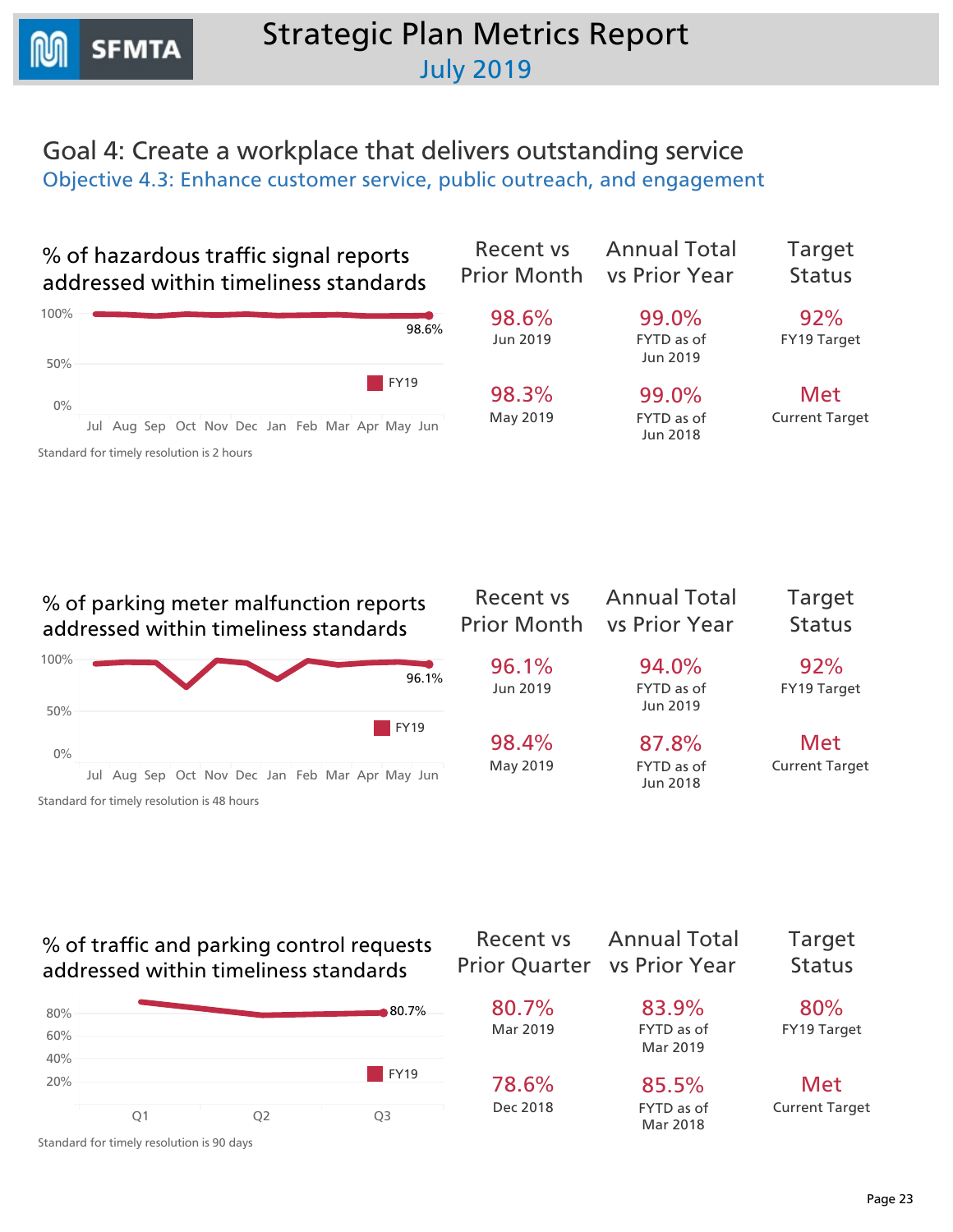# Goal 4: Create a workplace that delivers outstanding service

## Objective 4.3: Enhance customer service, public outreach, and engagement

### % of hazardous traffic signal reports addressed within timeliness standards

Standard for timely resolution is 2 hours

| Recent vs Prior Month | Annual Total vs Prior Year | Target Status |
|---|---|---|
| 98.6% Jun 2019 | 99.0% FYTD as of Jun 2019 | 92% FY19 Target |
| 98.3% May 2019 | 99.0% FYTD as of Jun 2018 | Met Current Target |

### % of parking meter malfunction reports addressed within timeliness standards

Standard for timely resolution is 48 hours

| Recent vs Prior Month | Annual Total vs Prior Year | Target Status |
|---|---|---|
| 96.1% Jun 2019 | 94.0% FYTD as of Jun 2019 | 92% FY19 Target |
| 98.4% May 2019 | 87.8% FYTD as of Jun 2018 | Met Current Target |

### % of traffic and parking control requests addressed within timeliness standards

Standard for timely resolution is 90 days

| Recent vs Prior Quarter | Annual Total vs Prior Year | Target Status |
|---|---|---|
| 80.7% Mar 2019 | 83.9% FYTD as of Mar 2019 | 80% FY19 Target |
| 78.6% Dec 2018 | 85.5% FYTD as of Mar 2018 | Met Current Target |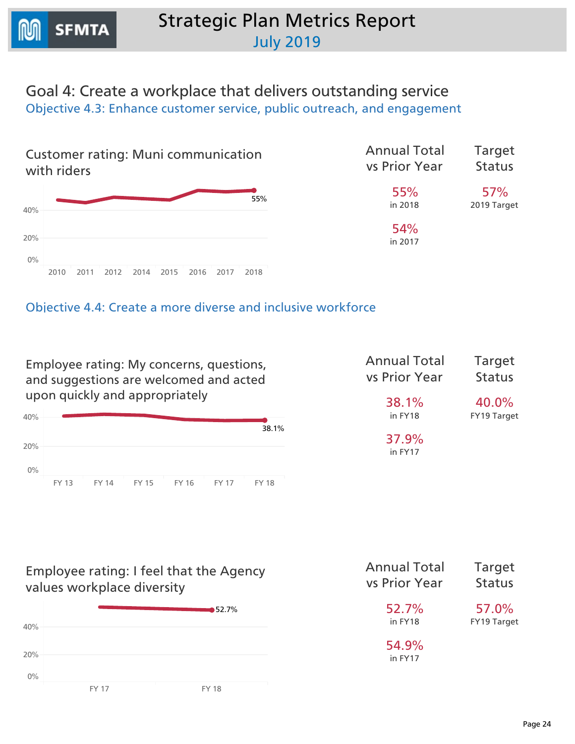# Goal 4: Create a workplace that delivers outstanding service

## Objective 4.3: Enhance customer service, public outreach, and engagement

### Customer rating: Muni communication with riders

| Annual Total vs Prior Year | Target Status |
|---|---|
| 55% in 2018 | 57% 2019 Target |
| 54% in 2017 | |

## Objective 4.4: Create a more diverse and inclusive workforce

### Employee rating: My concerns, questions, and suggestions are welcomed and acted upon quickly and appropriately

| Annual Total vs Prior Year | Target Status |
|---|---|
| 38.1% in FY18 | 40.0% FY19 Target |
| 37.9% in FY17 | |

### Employee rating: I feel that the Agency values workplace diversity

| Annual Total vs Prior Year | Target Status |
|---|---|
| 52.7% in FY18 | 57.0% FY19 Target |
| 54.9% in FY17 | |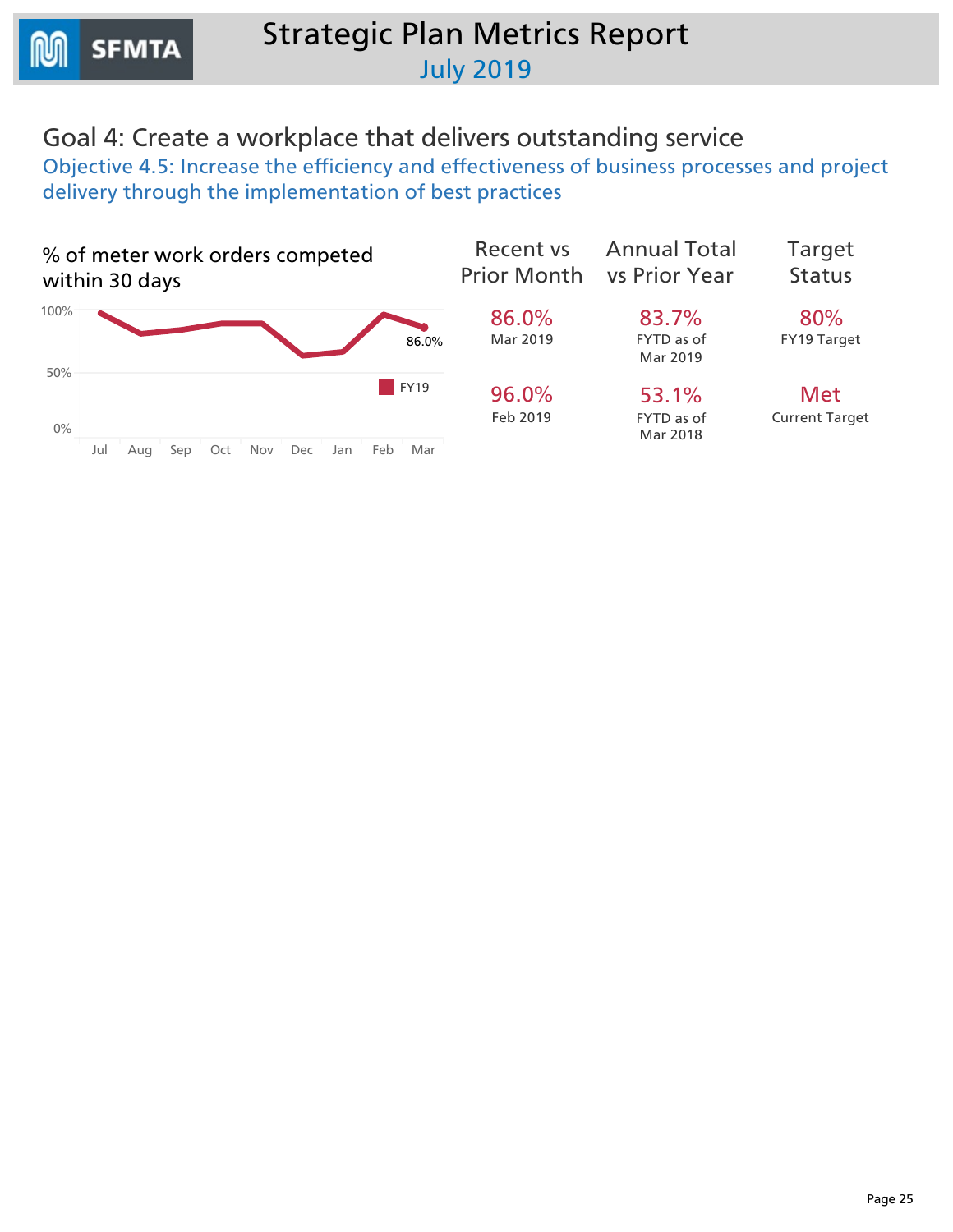## Goal 4: Create a workplace that delivers outstanding service

### Objective 4.5: Increase the efficiency and effectiveness of business processes and project delivery through the implementation of best practices

**% of meter work orders competed within 30 days**

100%

50%

0%

Jul Aug Sep Oct Nov Dec Jan Feb Mar

86.0%

FY19

| Recent vs Prior Month | Annual Total vs Prior Year | Target Status |
|---|---|---|
| 86.0% Mar 2019 | 83.7% FYTD as of Mar 2019 | 80% FY19 Target |
| 96.0% Feb 2019 | 53.1% FYTD as of Mar 2018 | Met Current Target |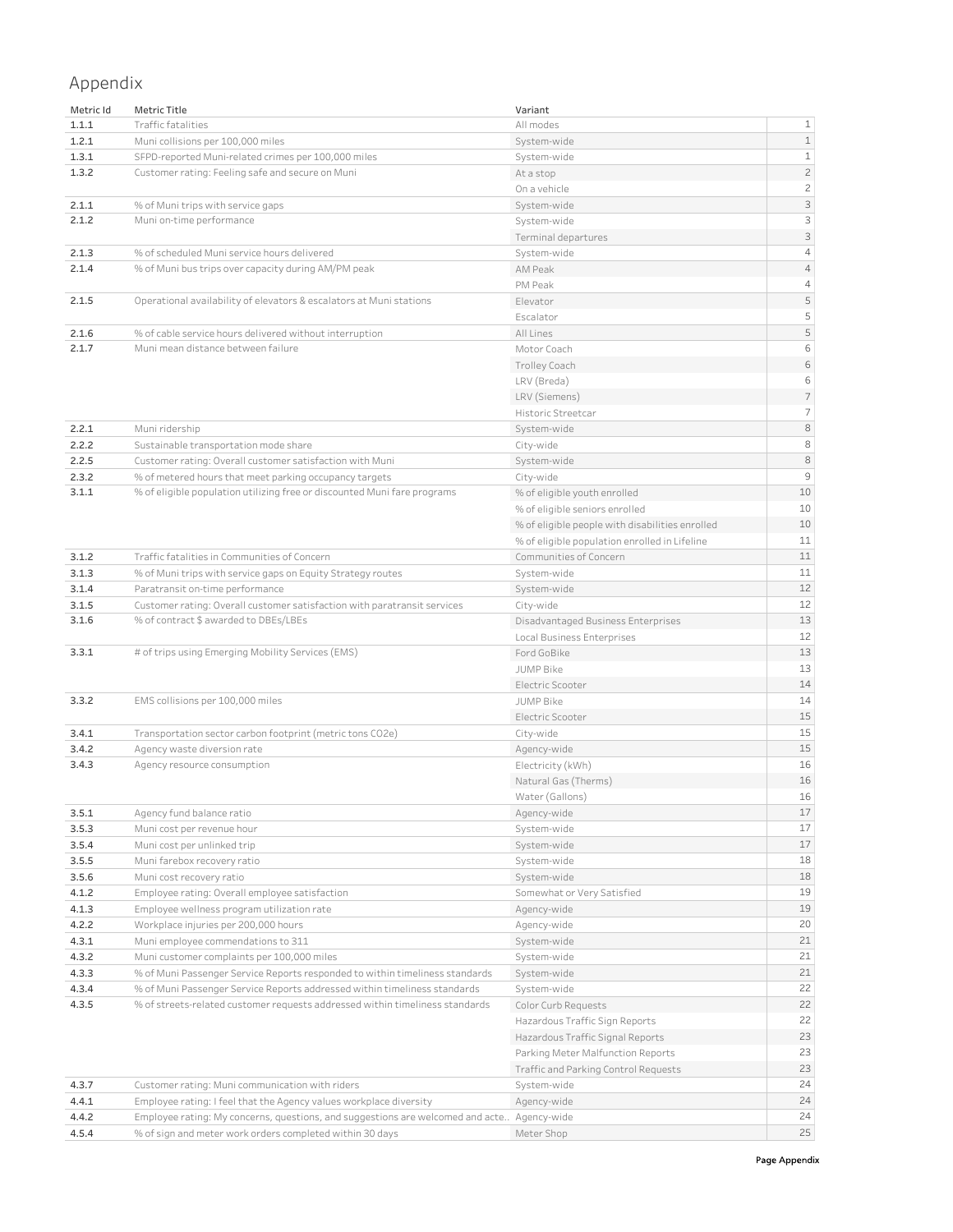# Appendix

| Metric Id | Metric Title | Variant | |
|---|---|---|---|
| 1.1.1 | Traffic fatalities | All modes | 1 |
| 1.2.1 | Muni collisions per 100,000 miles | System-wide | 1 |
| 1.3.1 | SFPD-reported Muni-related crimes per 100,000 miles | System-wide | 1 |
| 1.3.2 | Customer rating: Feeling safe and secure on Muni | At a stop | 2 |
| | | On a vehicle | 2 |
| 2.1.1 | % of Muni trips with service gaps | System-wide | 3 |
| 2.1.2 | Muni on-time performance | System-wide | 3 |
| | | Terminal departures | 3 |
| 2.1.3 | % of scheduled Muni service hours delivered | System-wide | 4 |
| 2.1.4 | % of Muni bus trips over capacity during AM/PM peak | AM Peak | 4 |
| | | PM Peak | 4 |
| 2.1.5 | Operational availability of elevators & escalators at Muni stations | Elevator | 5 |
| | | Escalator | 5 |
| 2.1.6 | % of cable service hours delivered without interruption | All Lines | 5 |
| 2.1.7 | Muni mean distance between failure | Motor Coach | 6 |
| | | Trolley Coach | 6 |
| | | LRV (Breda) | 6 |
| | | LRV (Siemens) | 7 |
| | | Historic Streetcar | 7 |
| 2.2.1 | Muni ridership | System-wide | 8 |
| 2.2.2 | Sustainable transportation mode share | City-wide | 8 |
| 2.2.5 | Customer rating: Overall customer satisfaction with Muni | System-wide | 8 |
| 2.3.2 | % of metered hours that meet parking occupancy targets | City-wide | 9 |
| 3.1.1 | % of eligible population utilizing free or discounted Muni fare programs | % of eligible youth enrolled | 10 |
| | | % of eligible seniors enrolled | 10 |
| | | % of eligible people with disabilities enrolled | 10 |
| | | % of eligible population enrolled in Lifeline | 11 |
| 3.1.2 | Traffic fatalities in Communities of Concern | Communities of Concern | 11 |
| 3.1.3 | % of Muni trips with service gaps on Equity Strategy routes | System-wide | 11 |
| 3.1.4 | Paratransit on-time performance | System-wide | 12 |
| 3.1.5 | Customer rating: Overall customer satisfaction with paratransit services | City-wide | 12 |
| 3.1.6 | % of contract $ awarded to DBEs/LBEs | Disadvantaged Business Enterprises | 13 |
| | | Local Business Enterprises | 12 |
| 3.3.1 | # of trips using Emerging Mobility Services (EMS) | Ford GoBike | 13 |
| | | JUMP Bike | 13 |
| | | Electric Scooter | 14 |
| 3.3.2 | EMS collisions per 100,000 miles | JUMP Bike | 14 |
| | | Electric Scooter | 15 |
| 3.4.1 | Transportation sector carbon footprint (metric tons CO2e) | City-wide | 15 |
| 3.4.2 | Agency waste diversion rate | Agency-wide | 15 |
| 3.4.3 | Agency resource consumption | Electricity (kWh) | 16 |
| | | Natural Gas (Therms) | 16 |
| | | Water (Gallons) | 16 |
| 3.5.1 | Agency fund balance ratio | Agency-wide | 17 |
| 3.5.3 | Muni cost per revenue hour | System-wide | 17 |
| 3.5.4 | Muni cost per unlinked trip | System-wide | 17 |
| 3.5.5 | Muni farebox recovery ratio | System-wide | 18 |
| 3.5.6 | Muni cost recovery ratio | System-wide | 18 |
| 4.1.2 | Employee rating: Overall employee satisfaction | Somewhat or Very Satisfied | 19 |
| 4.1.3 | Employee wellness program utilization rate | Agency-wide | 19 |
| 4.2.2 | Workplace injuries per 200,000 hours | Agency-wide | 20 |
| 4.3.1 | Muni employee commendations to 311 | System-wide | 21 |
| 4.3.2 | Muni customer complaints per 100,000 miles | System-wide | 21 |
| 4.3.3 | % of Muni Passenger Service Reports responded to within timeliness standards | System-wide | 21 |
| 4.3.4 | % of Muni Passenger Service Reports addressed within timeliness standards | System-wide | 22 |
| 4.3.5 | % of streets-related customer requests addressed within timeliness standards | Color Curb Requests | 22 |
| | | Hazardous Traffic Sign Reports | 22 |
| | | Hazardous Traffic Signal Reports | 23 |
| | | Parking Meter Malfunction Reports | 23 |
| | | Traffic and Parking Control Requests | 23 |
| 4.3.7 | Customer rating: Muni communication with riders | System-wide | 24 |
| 4.4.1 | Employee rating: I feel that the Agency values workplace diversity | Agency-wide | 24 |
| 4.4.2 | Employee rating: My concerns, questions, and suggestions are welcomed and acte.. | Agency-wide | 24 |
| 4.5.4 | % of sign and meter work orders completed within 30 days | Meter Shop | 25 |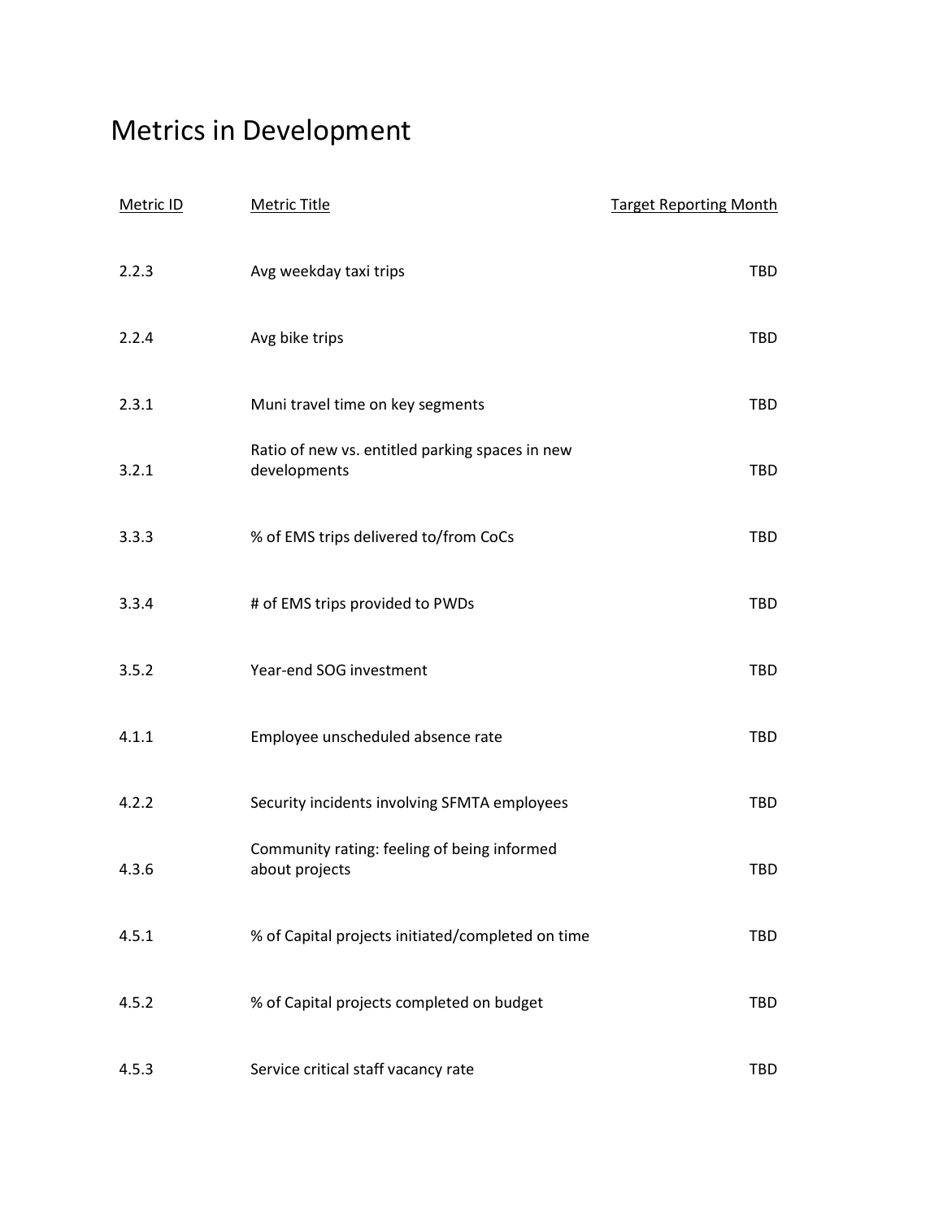# Metrics in Development

| Metric ID | Metric Title | Target Reporting Month |
|---|---|---|
| 2.2.3 | Avg weekday taxi trips | TBD |
| 2.2.4 | Avg bike trips | TBD |
| 2.3.1 | Muni travel time on key segments | TBD |
| 3.2.1 | Ratio of new vs. entitled parking spaces in new developments | TBD |
| 3.3.3 | % of EMS trips delivered to/from CoCs | TBD |
| 3.3.4 | # of EMS trips provided to PWDs | TBD |
| 3.5.2 | Year-end SOG investment | TBD |
| 4.1.1 | Employee unscheduled absence rate | TBD |
| 4.2.2 | Security incidents involving SFMTA employees | TBD |
| 4.3.6 | Community rating: feeling of being informed about projects | TBD |
| 4.5.1 | % of Capital projects initiated/completed on time | TBD |
| 4.5.2 | % of Capital projects completed on budget | TBD |
| 4.5.3 | Service critical staff vacancy rate | TBD |